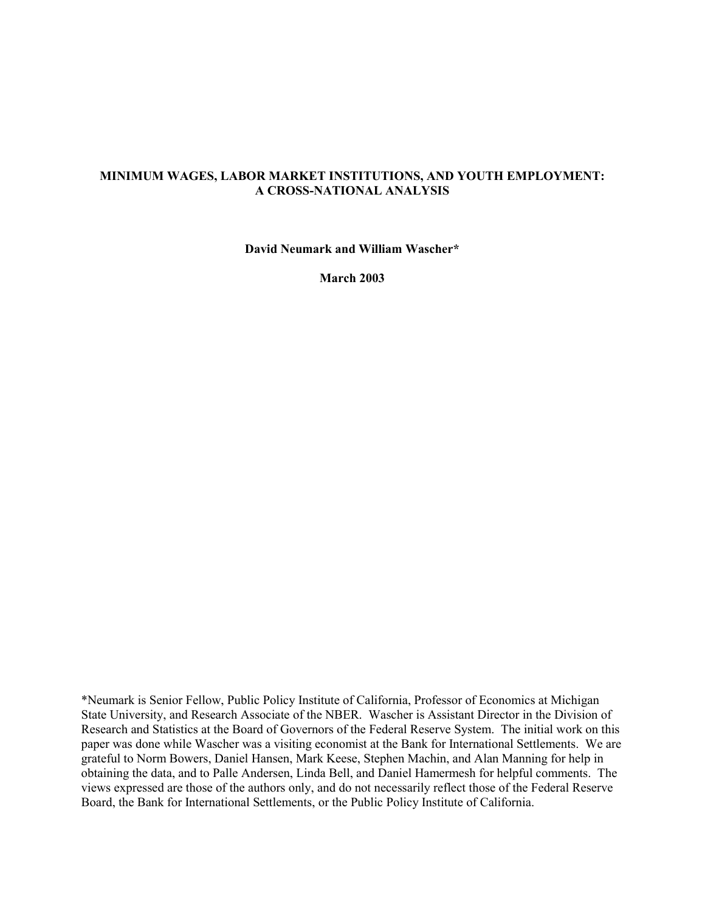# MINIMUM WAGES, LABOR MARKET INSTITUTIONS, AND YOUTH EMPLOYMENT: A CROSS-NATIONAL ANALYSIS

**David Neumark and William Wascher***

**March 2003**

*Neumark is Senior Fellow, Public Policy Institute of California, Professor of Economics at Michigan State University, and Research Associate of the NBER. Wascher is Assistant Director in the Division of Research and Statistics at the Board of Governors of the Federal Reserve System. The initial work on this paper was done while Wascher was a visiting economist at the Bank for International Settlements. We are grateful to Norm Bowers, Daniel Hansen, Mark Keese, Stephen Machin, and Alan Manning for help in obtaining the data, and to Palle Andersen, Linda Bell, and Daniel Hamermesh for helpful comments. The views expressed are those of the authors only, and do not necessarily reflect those of the Federal Reserve Board, the Bank for International Settlements, or the Public Policy Institute of California.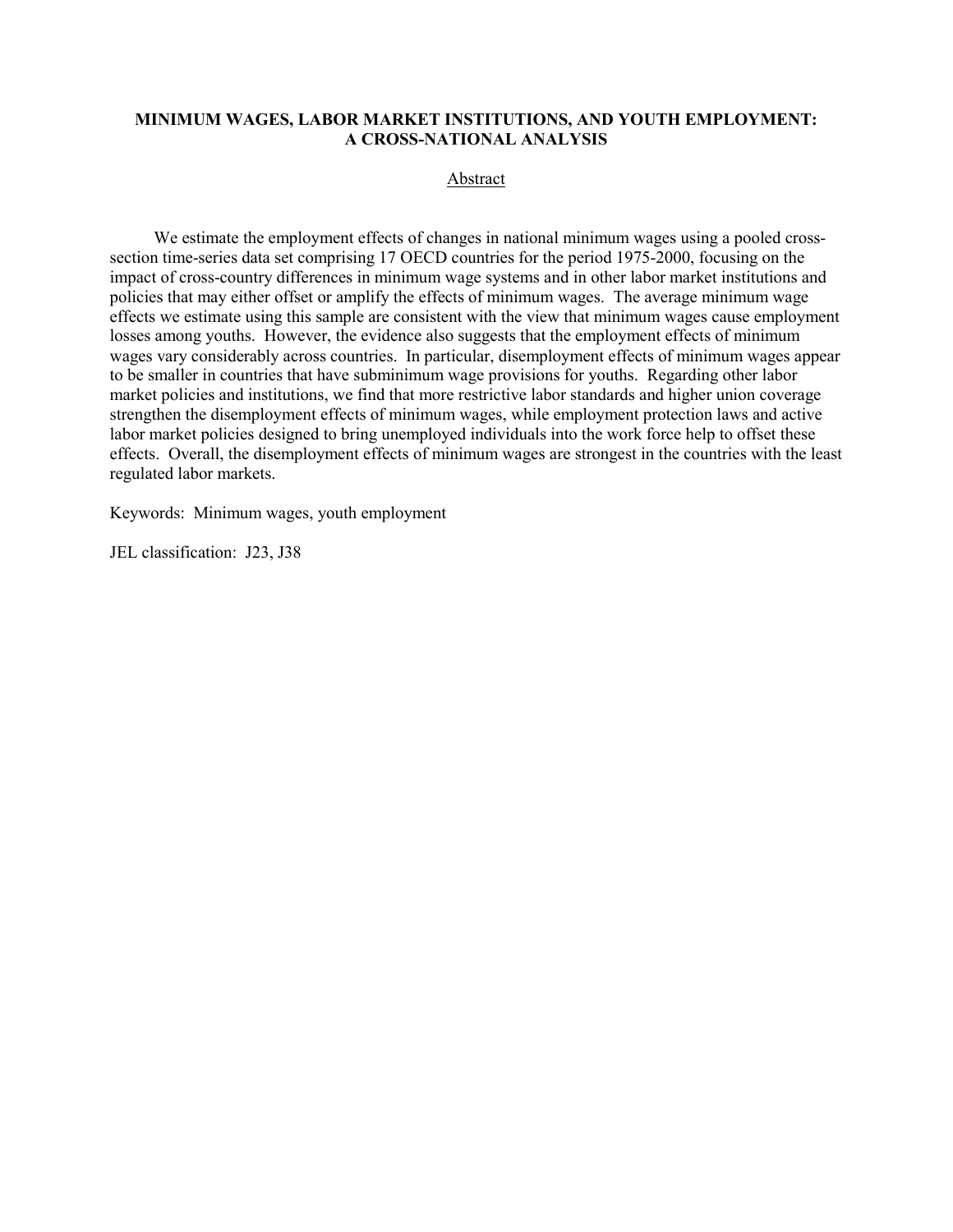**MINIMUM WAGES, LABOR MARKET INSTITUTIONS, AND YOUTH EMPLOYMENT: A CROSS-NATIONAL ANALYSIS**

Abstract

We estimate the employment effects of changes in national minimum wages using a pooled cross-section time-series data set comprising 17 OECD countries for the period 1975-2000, focusing on the impact of cross-country differences in minimum wage systems and in other labor market institutions and policies that may either offset or amplify the effects of minimum wages. The average minimum wage effects we estimate using this sample are consistent with the view that minimum wages cause employment losses among youths. However, the evidence also suggests that the employment effects of minimum wages vary considerably across countries. In particular, disemployment effects of minimum wages appear to be smaller in countries that have subminimum wage provisions for youths. Regarding other labor market policies and institutions, we find that more restrictive labor standards and higher union coverage strengthen the disemployment effects of minimum wages, while employment protection laws and active labor market policies designed to bring unemployed individuals into the work force help to offset these effects. Overall, the disemployment effects of minimum wages are strongest in the countries with the least regulated labor markets.

Keywords: Minimum wages, youth employment

JEL classification: J23, J38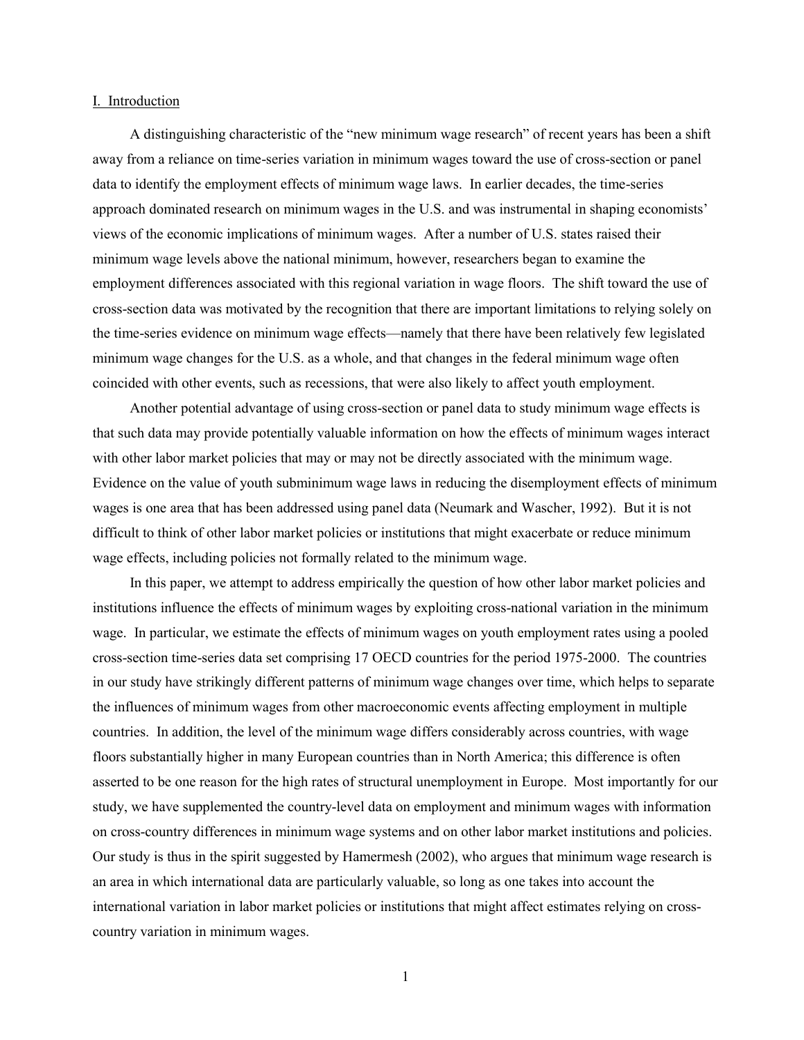## I. Introduction

A distinguishing characteristic of the "new minimum wage research" of recent years has been a shift away from a reliance on time-series variation in minimum wages toward the use of cross-section or panel data to identify the employment effects of minimum wage laws. In earlier decades, the time-series approach dominated research on minimum wages in the U.S. and was instrumental in shaping economists' views of the economic implications of minimum wages. After a number of U.S. states raised their minimum wage levels above the national minimum, however, researchers began to examine the employment differences associated with this regional variation in wage floors. The shift toward the use of cross-section data was motivated by the recognition that there are important limitations to relying solely on the time-series evidence on minimum wage effects—namely that there have been relatively few legislated minimum wage changes for the U.S. as a whole, and that changes in the federal minimum wage often coincided with other events, such as recessions, that were also likely to affect youth employment.

Another potential advantage of using cross-section or panel data to study minimum wage effects is that such data may provide potentially valuable information on how the effects of minimum wages interact with other labor market policies that may or may not be directly associated with the minimum wage. Evidence on the value of youth subminimum wage laws in reducing the disemployment effects of minimum wages is one area that has been addressed using panel data (Neumark and Wascher, 1992). But it is not difficult to think of other labor market policies or institutions that might exacerbate or reduce minimum wage effects, including policies not formally related to the minimum wage.

In this paper, we attempt to address empirically the question of how other labor market policies and institutions influence the effects of minimum wages by exploiting cross-national variation in the minimum wage. In particular, we estimate the effects of minimum wages on youth employment rates using a pooled cross-section time-series data set comprising 17 OECD countries for the period 1975-2000. The countries in our study have strikingly different patterns of minimum wage changes over time, which helps to separate the influences of minimum wages from other macroeconomic events affecting employment in multiple countries. In addition, the level of the minimum wage differs considerably across countries, with wage floors substantially higher in many European countries than in North America; this difference is often asserted to be one reason for the high rates of structural unemployment in Europe. Most importantly for our study, we have supplemented the country-level data on employment and minimum wages with information on cross-country differences in minimum wage systems and on other labor market institutions and policies. Our study is thus in the spirit suggested by Hamermesh (2002), who argues that minimum wage research is an area in which international data are particularly valuable, so long as one takes into account the international variation in labor market policies or institutions that might affect estimates relying on cross-country variation in minimum wages.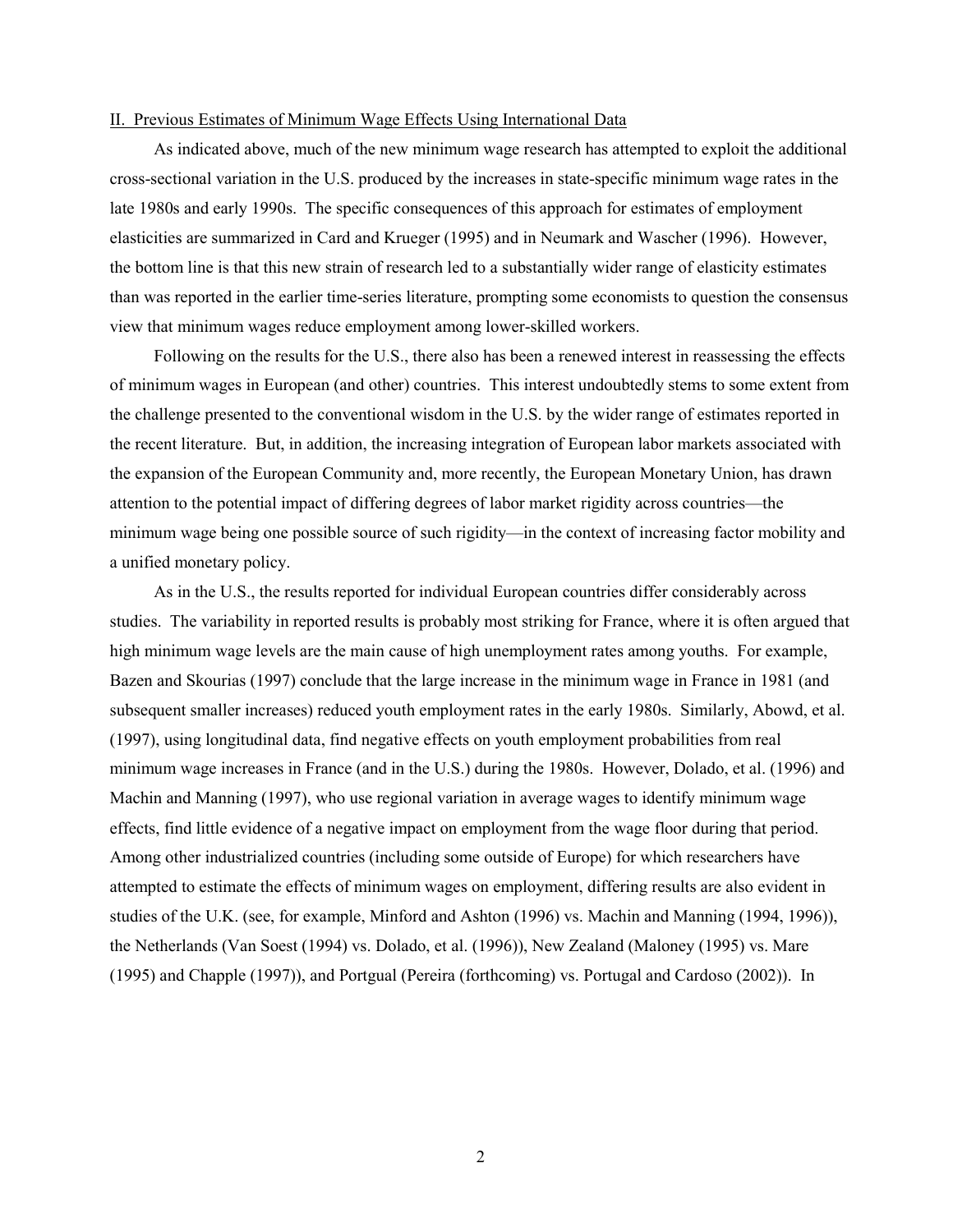## II. Previous Estimates of Minimum Wage Effects Using International Data

As indicated above, much of the new minimum wage research has attempted to exploit the additional cross-sectional variation in the U.S. produced by the increases in state-specific minimum wage rates in the late 1980s and early 1990s. The specific consequences of this approach for estimates of employment elasticities are summarized in Card and Krueger (1995) and in Neumark and Wascher (1996). However, the bottom line is that this new strain of research led to a substantially wider range of elasticity estimates than was reported in the earlier time-series literature, prompting some economists to question the consensus view that minimum wages reduce employment among lower-skilled workers.

Following on the results for the U.S., there also has been a renewed interest in reassessing the effects of minimum wages in European (and other) countries. This interest undoubtedly stems to some extent from the challenge presented to the conventional wisdom in the U.S. by the wider range of estimates reported in the recent literature. But, in addition, the increasing integration of European labor markets associated with the expansion of the European Community and, more recently, the European Monetary Union, has drawn attention to the potential impact of differing degrees of labor market rigidity across countries—the minimum wage being one possible source of such rigidity—in the context of increasing factor mobility and a unified monetary policy.

As in the U.S., the results reported for individual European countries differ considerably across studies. The variability in reported results is probably most striking for France, where it is often argued that high minimum wage levels are the main cause of high unemployment rates among youths. For example, Bazen and Skourias (1997) conclude that the large increase in the minimum wage in France in 1981 (and subsequent smaller increases) reduced youth employment rates in the early 1980s. Similarly, Abowd, et al. (1997), using longitudinal data, find negative effects on youth employment probabilities from real minimum wage increases in France (and in the U.S.) during the 1980s. However, Dolado, et al. (1996) and Machin and Manning (1997), who use regional variation in average wages to identify minimum wage effects, find little evidence of a negative impact on employment from the wage floor during that period. Among other industrialized countries (including some outside of Europe) for which researchers have attempted to estimate the effects of minimum wages on employment, differing results are also evident in studies of the U.K. (see, for example, Minford and Ashton (1996) vs. Machin and Manning (1994, 1996)), the Netherlands (Van Soest (1994) vs. Dolado, et al. (1996)), New Zealand (Maloney (1995) vs. Mare (1995) and Chapple (1997)), and Portgual (Pereira (forthcoming) vs. Portugal and Cardoso (2002)). In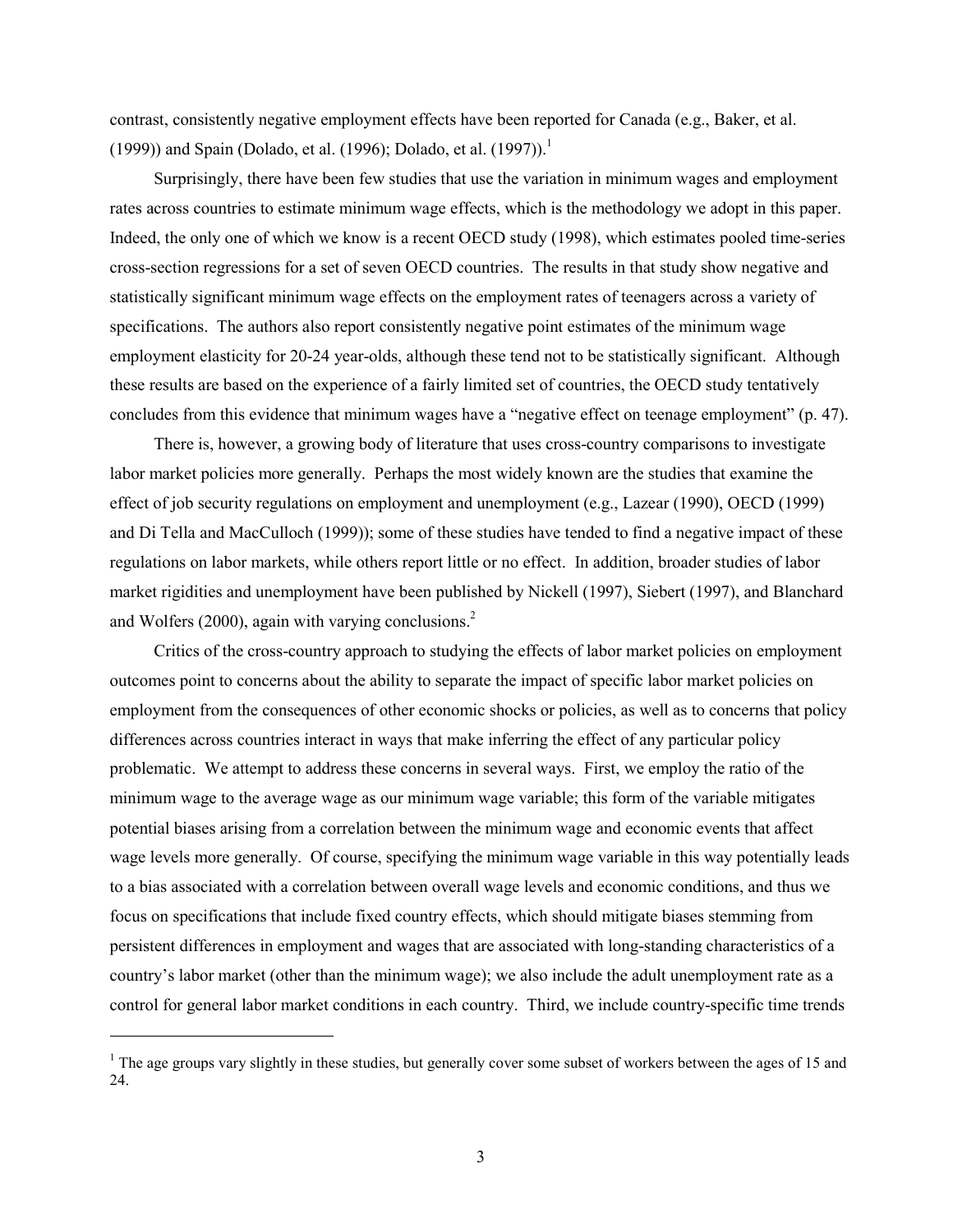contrast, consistently negative employment effects have been reported for Canada (e.g., Baker, et al. (1999)) and Spain (Dolado, et al. (1996); Dolado, et al. (1997)).[1]

Surprisingly, there have been few studies that use the variation in minimum wages and employment rates across countries to estimate minimum wage effects, which is the methodology we adopt in this paper. Indeed, the only one of which we know is a recent OECD study (1998), which estimates pooled time-series cross-section regressions for a set of seven OECD countries. The results in that study show negative and statistically significant minimum wage effects on the employment rates of teenagers across a variety of specifications. The authors also report consistently negative point estimates of the minimum wage employment elasticity for 20-24 year-olds, although these tend not to be statistically significant. Although these results are based on the experience of a fairly limited set of countries, the OECD study tentatively concludes from this evidence that minimum wages have a "negative effect on teenage employment" (p. 47).

There is, however, a growing body of literature that uses cross-country comparisons to investigate labor market policies more generally. Perhaps the most widely known are the studies that examine the effect of job security regulations on employment and unemployment (e.g., Lazear (1990), OECD (1999) and Di Tella and MacCulloch (1999)); some of these studies have tended to find a negative impact of these regulations on labor markets, while others report little or no effect. In addition, broader studies of labor market rigidities and unemployment have been published by Nickell (1997), Siebert (1997), and Blanchard and Wolfers (2000), again with varying conclusions.[2]

Critics of the cross-country approach to studying the effects of labor market policies on employment outcomes point to concerns about the ability to separate the impact of specific labor market policies on employment from the consequences of other economic shocks or policies, as well as to concerns that policy differences across countries interact in ways that make inferring the effect of any particular policy problematic. We attempt to address these concerns in several ways. First, we employ the ratio of the minimum wage to the average wage as our minimum wage variable; this form of the variable mitigates potential biases arising from a correlation between the minimum wage and economic events that affect wage levels more generally. Of course, specifying the minimum wage variable in this way potentially leads to a bias associated with a correlation between overall wage levels and economic conditions, and thus we focus on specifications that include fixed country effects, which should mitigate biases stemming from persistent differences in employment and wages that are associated with long-standing characteristics of a country's labor market (other than the minimum wage); we also include the adult unemployment rate as a control for general labor market conditions in each country. Third, we include country-specific time trends

[1] The age groups vary slightly in these studies, but generally cover some subset of workers between the ages of 15 and 24.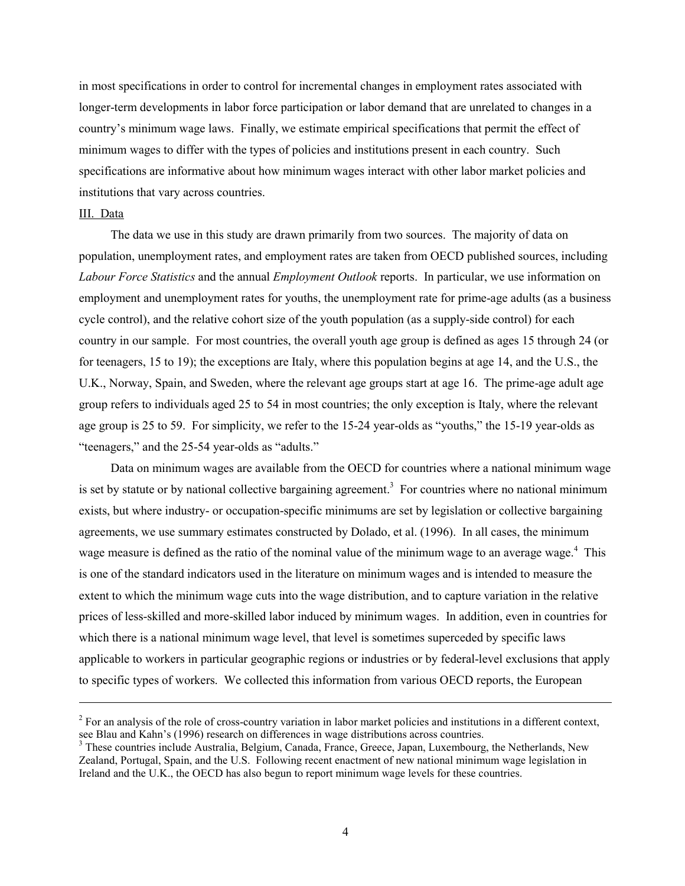in most specifications in order to control for incremental changes in employment rates associated with longer-term developments in labor force participation or labor demand that are unrelated to changes in a country's minimum wage laws. Finally, we estimate empirical specifications that permit the effect of minimum wages to differ with the types of policies and institutions present in each country. Such specifications are informative about how minimum wages interact with other labor market policies and institutions that vary across countries.

## III. Data

The data we use in this study are drawn primarily from two sources. The majority of data on population, unemployment rates, and employment rates are taken from OECD published sources, including *Labour Force Statistics* and the annual *Employment Outlook* reports. In particular, we use information on employment and unemployment rates for youths, the unemployment rate for prime-age adults (as a business cycle control), and the relative cohort size of the youth population (as a supply-side control) for each country in our sample. For most countries, the overall youth age group is defined as ages 15 through 24 (or for teenagers, 15 to 19); the exceptions are Italy, where this population begins at age 14, and the U.S., the U.K., Norway, Spain, and Sweden, where the relevant age groups start at age 16. The prime-age adult age group refers to individuals aged 25 to 54 in most countries; the only exception is Italy, where the relevant age group is 25 to 59. For simplicity, we refer to the 15-24 year-olds as "youths," the 15-19 year-olds as "teenagers," and the 25-54 year-olds as "adults."

Data on minimum wages are available from the OECD for countries where a national minimum wage is set by statute or by national collective bargaining agreement.[3] For countries where no national minimum exists, but where industry- or occupation-specific minimums are set by legislation or collective bargaining agreements, we use summary estimates constructed by Dolado, et al. (1996). In all cases, the minimum wage measure is defined as the ratio of the nominal value of the minimum wage to an average wage.[4] This is one of the standard indicators used in the literature on minimum wages and is intended to measure the extent to which the minimum wage cuts into the wage distribution, and to capture variation in the relative prices of less-skilled and more-skilled labor induced by minimum wages. In addition, even in countries for which there is a national minimum wage level, that level is sometimes superceded by specific laws applicable to workers in particular geographic regions or industries or by federal-level exclusions that apply to specific types of workers. We collected this information from various OECD reports, the European

---

[2] For an analysis of the role of cross-country variation in labor market policies and institutions in a different context, see Blau and Kahn's (1996) research on differences in wage distributions across countries.

[3] These countries include Australia, Belgium, Canada, France, Greece, Japan, Luxembourg, the Netherlands, New Zealand, Portugal, Spain, and the U.S. Following recent enactment of new national minimum wage legislation in Ireland and the U.K., the OECD has also begun to report minimum wage levels for these countries.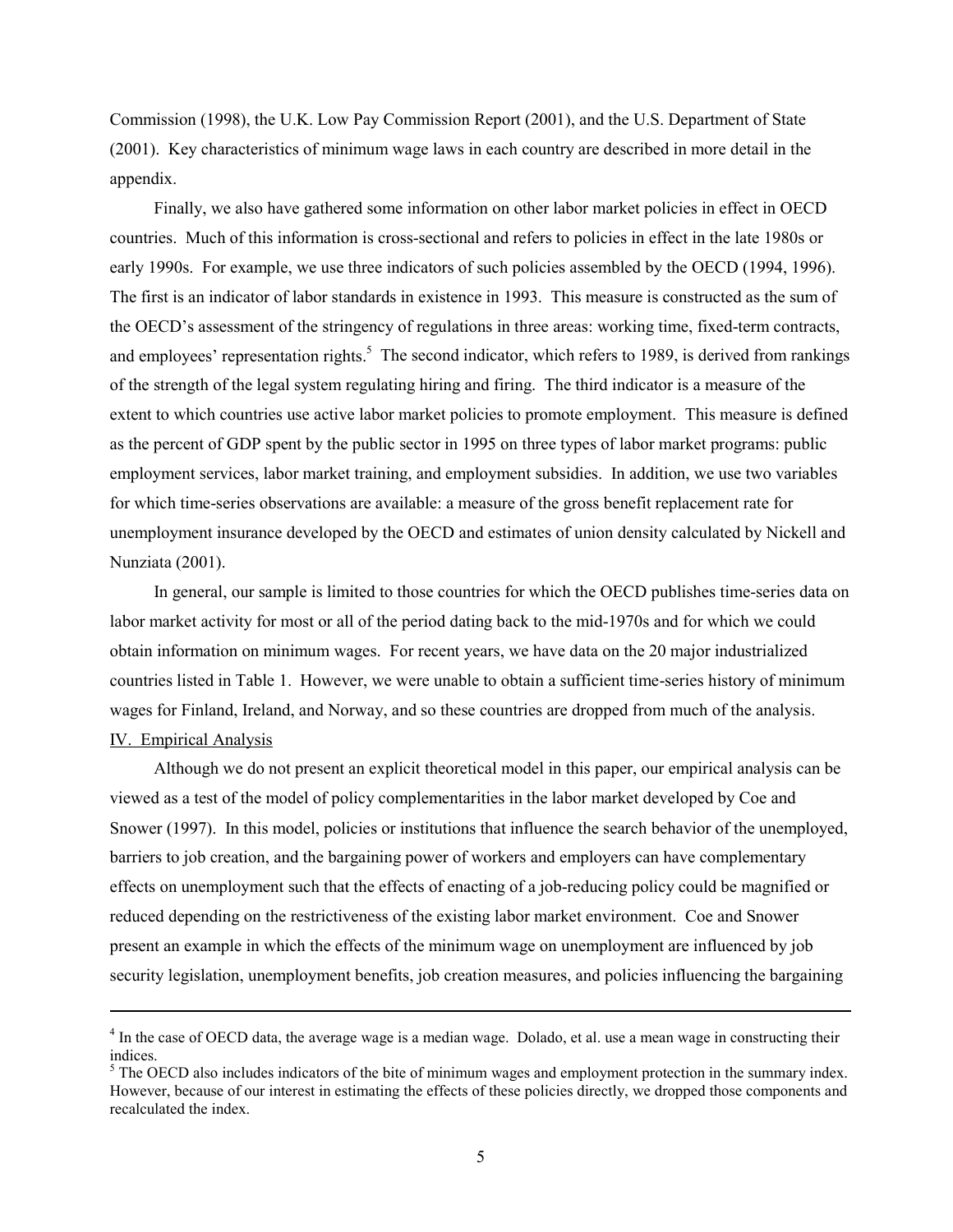Commission (1998), the U.K. Low Pay Commission Report (2001), and the U.S. Department of State (2001). Key characteristics of minimum wage laws in each country are described in more detail in the appendix.

Finally, we also have gathered some information on other labor market policies in effect in OECD countries. Much of this information is cross-sectional and refers to policies in effect in the late 1980s or early 1990s. For example, we use three indicators of such policies assembled by the OECD (1994, 1996). The first is an indicator of labor standards in existence in 1993. This measure is constructed as the sum of the OECD's assessment of the stringency of regulations in three areas: working time, fixed-term contracts, and employees' representation rights.[5] The second indicator, which refers to 1989, is derived from rankings of the strength of the legal system regulating hiring and firing. The third indicator is a measure of the extent to which countries use active labor market policies to promote employment. This measure is defined as the percent of GDP spent by the public sector in 1995 on three types of labor market programs: public employment services, labor market training, and employment subsidies. In addition, we use two variables for which time-series observations are available: a measure of the gross benefit replacement rate for unemployment insurance developed by the OECD and estimates of union density calculated by Nickell and Nunziata (2001).

In general, our sample is limited to those countries for which the OECD publishes time-series data on labor market activity for most or all of the period dating back to the mid-1970s and for which we could obtain information on minimum wages. For recent years, we have data on the 20 major industrialized countries listed in Table 1. However, we were unable to obtain a sufficient time-series history of minimum wages for Finland, Ireland, and Norway, and so these countries are dropped from much of the analysis.

## IV. Empirical Analysis

Although we do not present an explicit theoretical model in this paper, our empirical analysis can be viewed as a test of the model of policy complementarities in the labor market developed by Coe and Snower (1997). In this model, policies or institutions that influence the search behavior of the unemployed, barriers to job creation, and the bargaining power of workers and employers can have complementary effects on unemployment such that the effects of enacting of a job-reducing policy could be magnified or reduced depending on the restrictiveness of the existing labor market environment. Coe and Snower present an example in which the effects of the minimum wage on unemployment are influenced by job security legislation, unemployment benefits, job creation measures, and policies influencing the bargaining

---

[4] In the case of OECD data, the average wage is a median wage. Dolado, et al. use a mean wage in constructing their indices.

[5] The OECD also includes indicators of the bite of minimum wages and employment protection in the summary index. However, because of our interest in estimating the effects of these policies directly, we dropped those components and recalculated the index.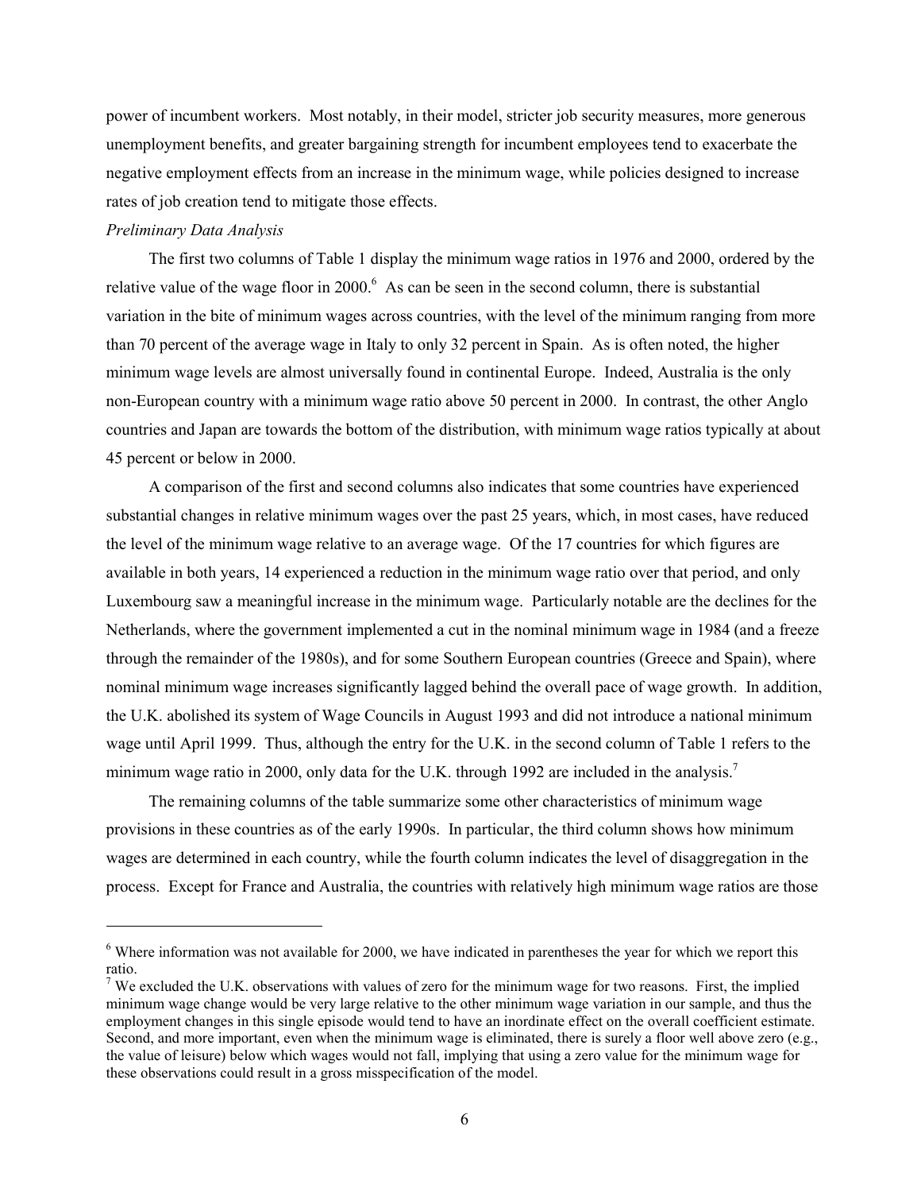power of incumbent workers. Most notably, in their model, stricter job security measures, more generous unemployment benefits, and greater bargaining strength for incumbent employees tend to exacerbate the negative employment effects from an increase in the minimum wage, while policies designed to increase rates of job creation tend to mitigate those effects.

*Preliminary Data Analysis*

The first two columns of Table 1 display the minimum wage ratios in 1976 and 2000, ordered by the relative value of the wage floor in 2000.[6] As can be seen in the second column, there is substantial variation in the bite of minimum wages across countries, with the level of the minimum ranging from more than 70 percent of the average wage in Italy to only 32 percent in Spain. As is often noted, the higher minimum wage levels are almost universally found in continental Europe. Indeed, Australia is the only non-European country with a minimum wage ratio above 50 percent in 2000. In contrast, the other Anglo countries and Japan are towards the bottom of the distribution, with minimum wage ratios typically at about 45 percent or below in 2000.

A comparison of the first and second columns also indicates that some countries have experienced substantial changes in relative minimum wages over the past 25 years, which, in most cases, have reduced the level of the minimum wage relative to an average wage. Of the 17 countries for which figures are available in both years, 14 experienced a reduction in the minimum wage ratio over that period, and only Luxembourg saw a meaningful increase in the minimum wage. Particularly notable are the declines for the Netherlands, where the government implemented a cut in the nominal minimum wage in 1984 (and a freeze through the remainder of the 1980s), and for some Southern European countries (Greece and Spain), where nominal minimum wage increases significantly lagged behind the overall pace of wage growth. In addition, the U.K. abolished its system of Wage Councils in August 1993 and did not introduce a national minimum wage until April 1999. Thus, although the entry for the U.K. in the second column of Table 1 refers to the minimum wage ratio in 2000, only data for the U.K. through 1992 are included in the analysis.[7]

The remaining columns of the table summarize some other characteristics of minimum wage provisions in these countries as of the early 1990s. In particular, the third column shows how minimum wages are determined in each country, while the fourth column indicates the level of disaggregation in the process. Except for France and Australia, the countries with relatively high minimum wage ratios are those

---

[6] Where information was not available for 2000, we have indicated in parentheses the year for which we report this ratio.

[7] We excluded the U.K. observations with values of zero for the minimum wage for two reasons. First, the implied minimum wage change would be very large relative to the other minimum wage variation in our sample, and thus the employment changes in this single episode would tend to have an inordinate effect on the overall coefficient estimate. Second, and more important, even when the minimum wage is eliminated, there is surely a floor well above zero (e.g., the value of leisure) below which wages would not fall, implying that using a zero value for the minimum wage for these observations could result in a gross misspecification of the model.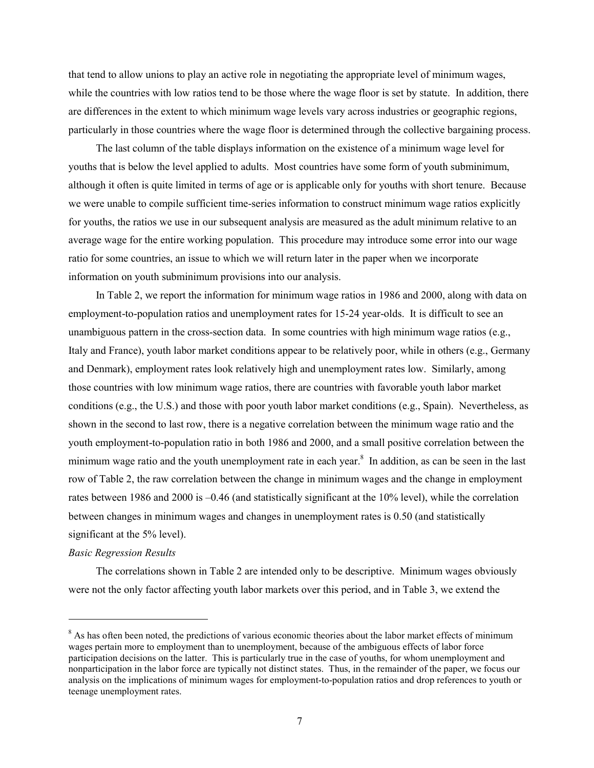that tend to allow unions to play an active role in negotiating the appropriate level of minimum wages, while the countries with low ratios tend to be those where the wage floor is set by statute. In addition, there are differences in the extent to which minimum wage levels vary across industries or geographic regions, particularly in those countries where the wage floor is determined through the collective bargaining process.

The last column of the table displays information on the existence of a minimum wage level for youths that is below the level applied to adults. Most countries have some form of youth subminimum, although it often is quite limited in terms of age or is applicable only for youths with short tenure. Because we were unable to compile sufficient time-series information to construct minimum wage ratios explicitly for youths, the ratios we use in our subsequent analysis are measured as the adult minimum relative to an average wage for the entire working population. This procedure may introduce some error into our wage ratio for some countries, an issue to which we will return later in the paper when we incorporate information on youth subminimum provisions into our analysis.

In Table 2, we report the information for minimum wage ratios in 1986 and 2000, along with data on employment-to-population ratios and unemployment rates for 15-24 year-olds. It is difficult to see an unambiguous pattern in the cross-section data. In some countries with high minimum wage ratios (e.g., Italy and France), youth labor market conditions appear to be relatively poor, while in others (e.g., Germany and Denmark), employment rates look relatively high and unemployment rates low. Similarly, among those countries with low minimum wage ratios, there are countries with favorable youth labor market conditions (e.g., the U.S.) and those with poor youth labor market conditions (e.g., Spain). Nevertheless, as shown in the second to last row, there is a negative correlation between the minimum wage ratio and the youth employment-to-population ratio in both 1986 and 2000, and a small positive correlation between the minimum wage ratio and the youth unemployment rate in each year.[8] In addition, as can be seen in the last row of Table 2, the raw correlation between the change in minimum wages and the change in employment rates between 1986 and 2000 is –0.46 (and statistically significant at the 10% level), while the correlation between changes in minimum wages and changes in unemployment rates is 0.50 (and statistically significant at the 5% level).

*Basic Regression Results*

The correlations shown in Table 2 are intended only to be descriptive. Minimum wages obviously were not the only factor affecting youth labor markets over this period, and in Table 3, we extend the

[8] As has often been noted, the predictions of various economic theories about the labor market effects of minimum wages pertain more to employment than to unemployment, because of the ambiguous effects of labor force participation decisions on the latter. This is particularly true in the case of youths, for whom unemployment and nonparticipation in the labor force are typically not distinct states. Thus, in the remainder of the paper, we focus our analysis on the implications of minimum wages for employment-to-population ratios and drop references to youth or teenage unemployment rates.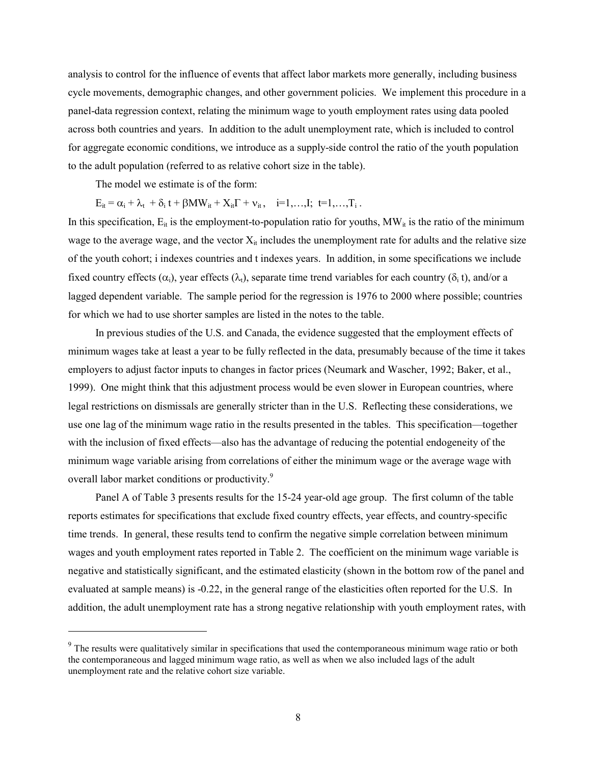analysis to control for the influence of events that affect labor markets more generally, including business cycle movements, demographic changes, and other government policies. We implement this procedure in a panel-data regression context, relating the minimum wage to youth employment rates using data pooled across both countries and years. In addition to the adult unemployment rate, which is included to control for aggregate economic conditions, we introduce as a supply-side control the ratio of the youth population to the adult population (referred to as relative cohort size in the table).

The model we estimate is of the form:

$$E_{it} = \alpha_i + \lambda_t + \delta_i t + \beta MW_{it} + X_{it}\Gamma + \nu_{it}, \quad i=1,\ldots,I; \ t=1,\ldots,T_i .$$

In this specification, $E_{it}$ is the employment-to-population ratio for youths, $MW_{it}$ is the ratio of the minimum wage to the average wage, and the vector $X_{it}$ includes the unemployment rate for adults and the relative size of the youth cohort; i indexes countries and t indexes years. In addition, in some specifications we include fixed country effects ($\alpha_i$), year effects ($\lambda_t$), separate time trend variables for each country ($\delta_i t$), and/or a lagged dependent variable. The sample period for the regression is 1976 to 2000 where possible; countries for which we had to use shorter samples are listed in the notes to the table.

In previous studies of the U.S. and Canada, the evidence suggested that the employment effects of minimum wages take at least a year to be fully reflected in the data, presumably because of the time it takes employers to adjust factor inputs to changes in factor prices (Neumark and Wascher, 1992; Baker, et al., 1999). One might think that this adjustment process would be even slower in European countries, where legal restrictions on dismissals are generally stricter than in the U.S. Reflecting these considerations, we use one lag of the minimum wage ratio in the results presented in the tables. This specification—together with the inclusion of fixed effects—also has the advantage of reducing the potential endogeneity of the minimum wage variable arising from correlations of either the minimum wage or the average wage with overall labor market conditions or productivity.[9]

Panel A of Table 3 presents results for the 15-24 year-old age group. The first column of the table reports estimates for specifications that exclude fixed country effects, year effects, and country-specific time trends. In general, these results tend to confirm the negative simple correlation between minimum wages and youth employment rates reported in Table 2. The coefficient on the minimum wage variable is negative and statistically significant, and the estimated elasticity (shown in the bottom row of the panel and evaluated at sample means) is -0.22, in the general range of the elasticities often reported for the U.S. In addition, the adult unemployment rate has a strong negative relationship with youth employment rates, with

---

[9] The results were qualitatively similar in specifications that used the contemporaneous minimum wage ratio or both the contemporaneous and lagged minimum wage ratio, as well as when we also included lags of the adult unemployment rate and the relative cohort size variable.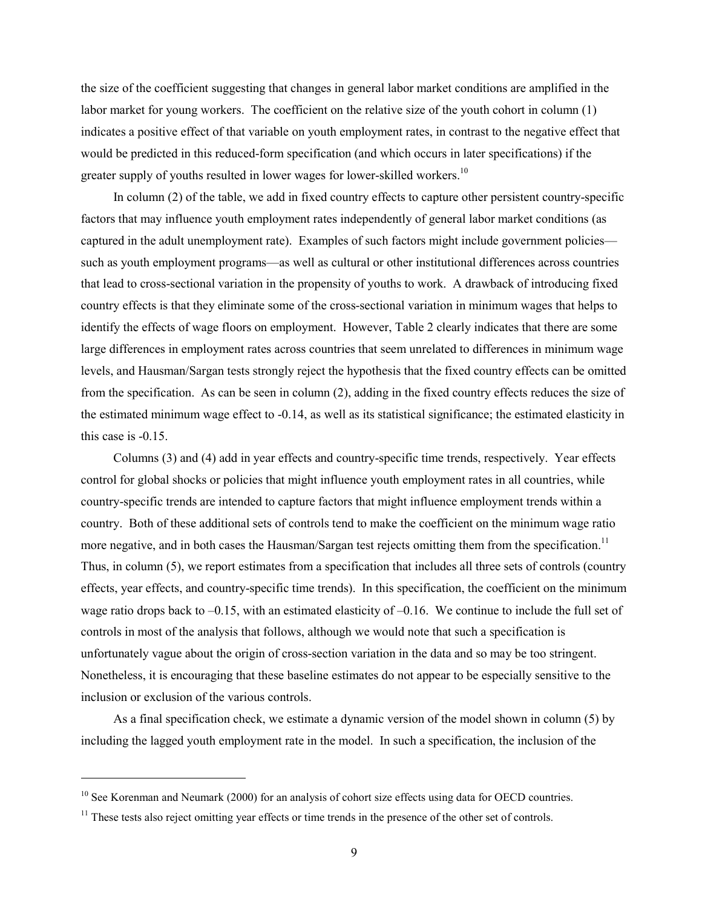the size of the coefficient suggesting that changes in general labor market conditions are amplified in the labor market for young workers. The coefficient on the relative size of the youth cohort in column (1) indicates a positive effect of that variable on youth employment rates, in contrast to the negative effect that would be predicted in this reduced-form specification (and which occurs in later specifications) if the greater supply of youths resulted in lower wages for lower-skilled workers.[10]

In column (2) of the table, we add in fixed country effects to capture other persistent country-specific factors that may influence youth employment rates independently of general labor market conditions (as captured in the adult unemployment rate). Examples of such factors might include government policies—such as youth employment programs—as well as cultural or other institutional differences across countries that lead to cross-sectional variation in the propensity of youths to work. A drawback of introducing fixed country effects is that they eliminate some of the cross-sectional variation in minimum wages that helps to identify the effects of wage floors on employment. However, Table 2 clearly indicates that there are some large differences in employment rates across countries that seem unrelated to differences in minimum wage levels, and Hausman/Sargan tests strongly reject the hypothesis that the fixed country effects can be omitted from the specification. As can be seen in column (2), adding in the fixed country effects reduces the size of the estimated minimum wage effect to -0.14, as well as its statistical significance; the estimated elasticity in this case is -0.15.

Columns (3) and (4) add in year effects and country-specific time trends, respectively. Year effects control for global shocks or policies that might influence youth employment rates in all countries, while country-specific trends are intended to capture factors that might influence employment trends within a country. Both of these additional sets of controls tend to make the coefficient on the minimum wage ratio more negative, and in both cases the Hausman/Sargan test rejects omitting them from the specification.[11] Thus, in column (5), we report estimates from a specification that includes all three sets of controls (country effects, year effects, and country-specific time trends). In this specification, the coefficient on the minimum wage ratio drops back to –0.15, with an estimated elasticity of –0.16. We continue to include the full set of controls in most of the analysis that follows, although we would note that such a specification is unfortunately vague about the origin of cross-section variation in the data and so may be too stringent. Nonetheless, it is encouraging that these baseline estimates do not appear to be especially sensitive to the inclusion or exclusion of the various controls.

As a final specification check, we estimate a dynamic version of the model shown in column (5) by including the lagged youth employment rate in the model. In such a specification, the inclusion of the

---

[10] See Korenman and Neumark (2000) for an analysis of cohort size effects using data for OECD countries.

[11] These tests also reject omitting year effects or time trends in the presence of the other set of controls.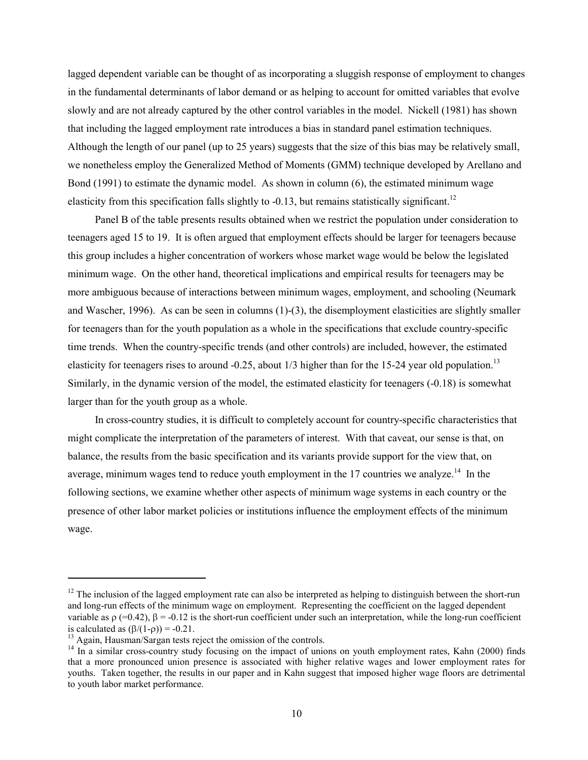lagged dependent variable can be thought of as incorporating a sluggish response of employment to changes in the fundamental determinants of labor demand or as helping to account for omitted variables that evolve slowly and are not already captured by the other control variables in the model. Nickell (1981) has shown that including the lagged employment rate introduces a bias in standard panel estimation techniques. Although the length of our panel (up to 25 years) suggests that the size of this bias may be relatively small, we nonetheless employ the Generalized Method of Moments (GMM) technique developed by Arellano and Bond (1991) to estimate the dynamic model. As shown in column (6), the estimated minimum wage elasticity from this specification falls slightly to -0.13, but remains statistically significant.[12]

Panel B of the table presents results obtained when we restrict the population under consideration to teenagers aged 15 to 19. It is often argued that employment effects should be larger for teenagers because this group includes a higher concentration of workers whose market wage would be below the legislated minimum wage. On the other hand, theoretical implications and empirical results for teenagers may be more ambiguous because of interactions between minimum wages, employment, and schooling (Neumark and Wascher, 1996). As can be seen in columns (1)-(3), the disemployment elasticities are slightly smaller for teenagers than for the youth population as a whole in the specifications that exclude country-specific time trends. When the country-specific trends (and other controls) are included, however, the estimated elasticity for teenagers rises to around -0.25, about 1/3 higher than for the 15-24 year old population.[13] Similarly, in the dynamic version of the model, the estimated elasticity for teenagers (-0.18) is somewhat larger than for the youth group as a whole.

In cross-country studies, it is difficult to completely account for country-specific characteristics that might complicate the interpretation of the parameters of interest. With that caveat, our sense is that, on balance, the results from the basic specification and its variants provide support for the view that, on average, minimum wages tend to reduce youth employment in the 17 countries we analyze.[14] In the following sections, we examine whether other aspects of minimum wage systems in each country or the presence of other labor market policies or institutions influence the employment effects of the minimum wage.

---

[12] The inclusion of the lagged employment rate can also be interpreted as helping to distinguish between the short-run and long-run effects of the minimum wage on employment. Representing the coefficient on the lagged dependent variable as $\rho$ (=0.42), $\beta$ = -0.12 is the short-run coefficient under such an interpretation, while the long-run coefficient is calculated as $(\beta/(1-\rho))$ = -0.21.

[13] Again, Hausman/Sargan tests reject the omission of the controls.

[14] In a similar cross-country study focusing on the impact of unions on youth employment rates, Kahn (2000) finds that a more pronounced union presence is associated with higher relative wages and lower employment rates for youths. Taken together, the results in our paper and in Kahn suggest that imposed higher wage floors are detrimental to youth labor market performance.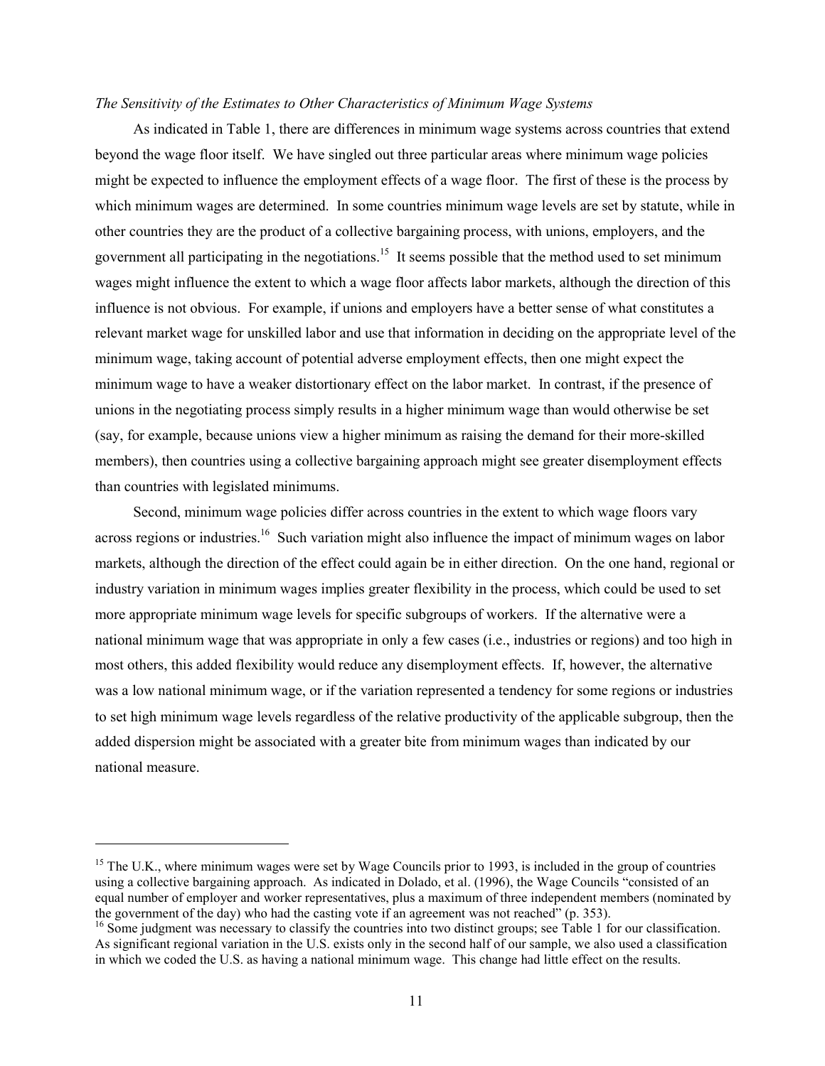*The Sensitivity of the Estimates to Other Characteristics of Minimum Wage Systems*

As indicated in Table 1, there are differences in minimum wage systems across countries that extend beyond the wage floor itself. We have singled out three particular areas where minimum wage policies might be expected to influence the employment effects of a wage floor. The first of these is the process by which minimum wages are determined. In some countries minimum wage levels are set by statute, while in other countries they are the product of a collective bargaining process, with unions, employers, and the government all participating in the negotiations.[15] It seems possible that the method used to set minimum wages might influence the extent to which a wage floor affects labor markets, although the direction of this influence is not obvious. For example, if unions and employers have a better sense of what constitutes a relevant market wage for unskilled labor and use that information in deciding on the appropriate level of the minimum wage, taking account of potential adverse employment effects, then one might expect the minimum wage to have a weaker distortionary effect on the labor market. In contrast, if the presence of unions in the negotiating process simply results in a higher minimum wage than would otherwise be set (say, for example, because unions view a higher minimum as raising the demand for their more-skilled members), then countries using a collective bargaining approach might see greater disemployment effects than countries with legislated minimums.

Second, minimum wage policies differ across countries in the extent to which wage floors vary across regions or industries.[16] Such variation might also influence the impact of minimum wages on labor markets, although the direction of the effect could again be in either direction. On the one hand, regional or industry variation in minimum wages implies greater flexibility in the process, which could be used to set more appropriate minimum wage levels for specific subgroups of workers. If the alternative were a national minimum wage that was appropriate in only a few cases (i.e., industries or regions) and too high in most others, this added flexibility would reduce any disemployment effects. If, however, the alternative was a low national minimum wage, or if the variation represented a tendency for some regions or industries to set high minimum wage levels regardless of the relative productivity of the applicable subgroup, then the added dispersion might be associated with a greater bite from minimum wages than indicated by our national measure.

---

[15] The U.K., where minimum wages were set by Wage Councils prior to 1993, is included in the group of countries using a collective bargaining approach. As indicated in Dolado, et al. (1996), the Wage Councils "consisted of an equal number of employer and worker representatives, plus a maximum of three independent members (nominated by the government of the day) who had the casting vote if an agreement was not reached" (p. 353).

[16] Some judgment was necessary to classify the countries into two distinct groups; see Table 1 for our classification. As significant regional variation in the U.S. exists only in the second half of our sample, we also used a classification in which we coded the U.S. as having a national minimum wage. This change had little effect on the results.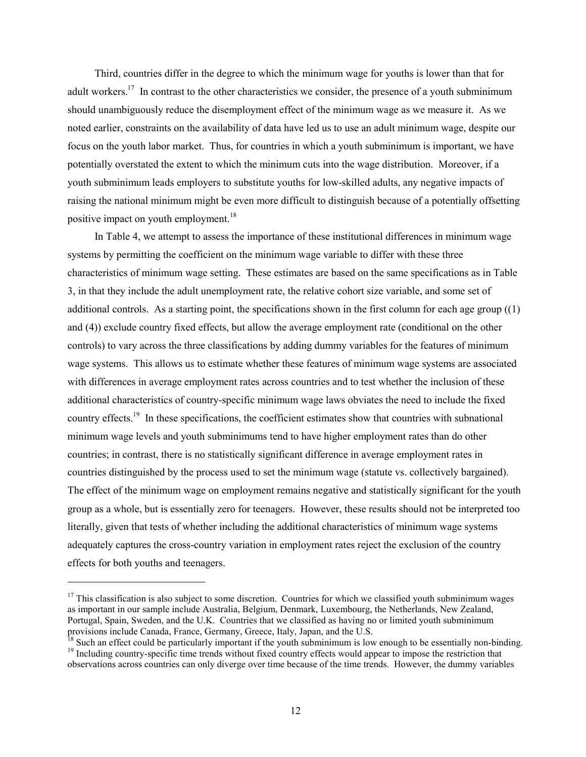Third, countries differ in the degree to which the minimum wage for youths is lower than that for adult workers.[17] In contrast to the other characteristics we consider, the presence of a youth subminimum should unambiguously reduce the disemployment effect of the minimum wage as we measure it. As we noted earlier, constraints on the availability of data have led us to use an adult minimum wage, despite our focus on the youth labor market. Thus, for countries in which a youth subminimum is important, we have potentially overstated the extent to which the minimum cuts into the wage distribution. Moreover, if a youth subminimum leads employers to substitute youths for low-skilled adults, any negative impacts of raising the national minimum might be even more difficult to distinguish because of a potentially offsetting positive impact on youth employment.[18]

In Table 4, we attempt to assess the importance of these institutional differences in minimum wage systems by permitting the coefficient on the minimum wage variable to differ with these three characteristics of minimum wage setting. These estimates are based on the same specifications as in Table 3, in that they include the adult unemployment rate, the relative cohort size variable, and some set of additional controls. As a starting point, the specifications shown in the first column for each age group ((1) and (4)) exclude country fixed effects, but allow the average employment rate (conditional on the other controls) to vary across the three classifications by adding dummy variables for the features of minimum wage systems. This allows us to estimate whether these features of minimum wage systems are associated with differences in average employment rates across countries and to test whether the inclusion of these additional characteristics of country-specific minimum wage laws obviates the need to include the fixed country effects.[19] In these specifications, the coefficient estimates show that countries with subnational minimum wage levels and youth subminimums tend to have higher employment rates than do other countries; in contrast, there is no statistically significant difference in average employment rates in countries distinguished by the process used to set the minimum wage (statute vs. collectively bargained). The effect of the minimum wage on employment remains negative and statistically significant for the youth group as a whole, but is essentially zero for teenagers. However, these results should not be interpreted too literally, given that tests of whether including the additional characteristics of minimum wage systems adequately captures the cross-country variation in employment rates reject the exclusion of the country effects for both youths and teenagers.

---

[17] This classification is also subject to some discretion. Countries for which we classified youth subminimum wages as important in our sample include Australia, Belgium, Denmark, Luxembourg, the Netherlands, New Zealand, Portugal, Spain, Sweden, and the U.K. Countries that we classified as having no or limited youth subminimum provisions include Canada, France, Germany, Greece, Italy, Japan, and the U.S.

[18] Such an effect could be particularly important if the youth subminimum is low enough to be essentially non-binding.

[19] Including country-specific time trends without fixed country effects would appear to impose the restriction that observations across countries can only diverge over time because of the time trends. However, the dummy variables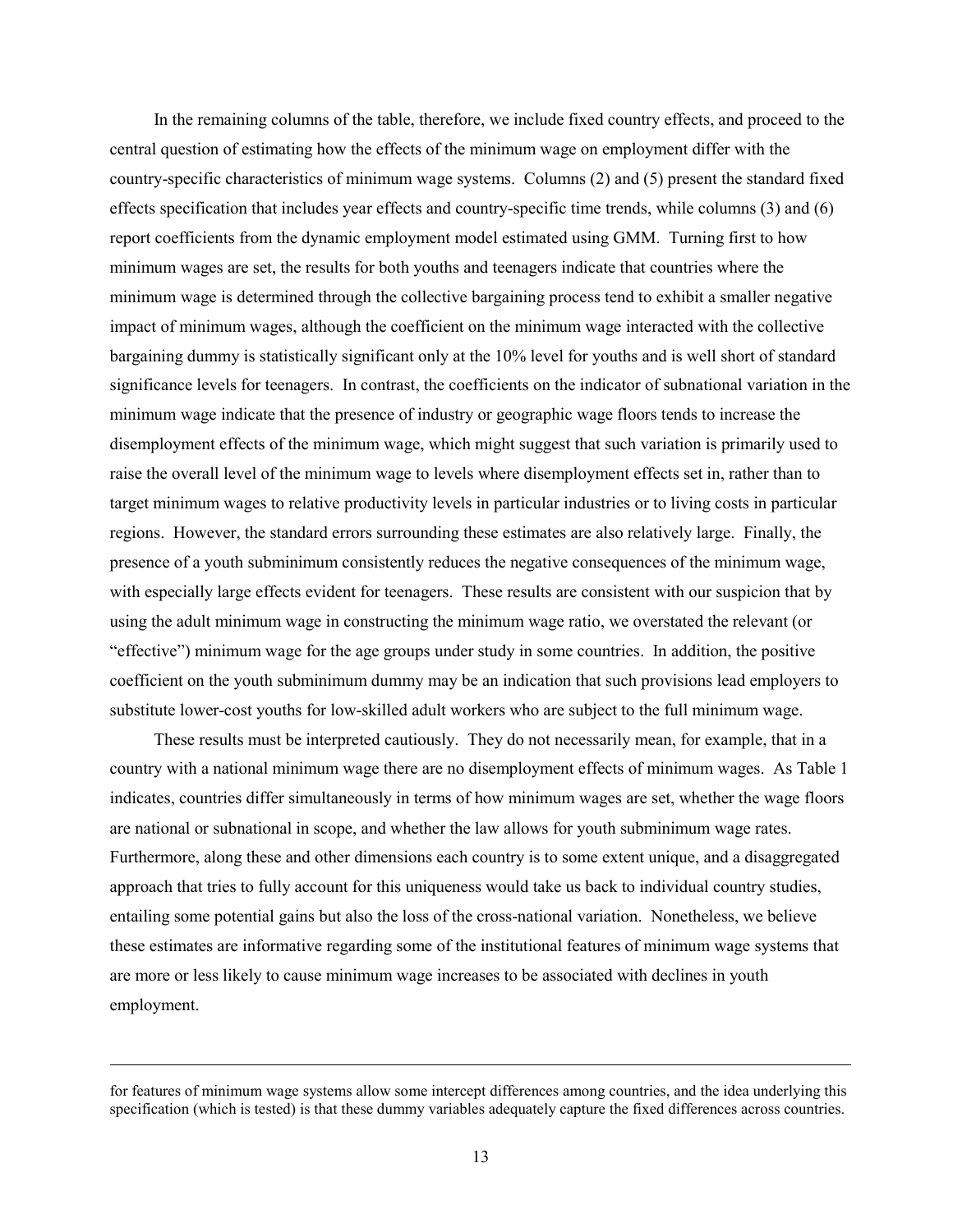In the remaining columns of the table, therefore, we include fixed country effects, and proceed to the central question of estimating how the effects of the minimum wage on employment differ with the country-specific characteristics of minimum wage systems. Columns (2) and (5) present the standard fixed effects specification that includes year effects and country-specific time trends, while columns (3) and (6) report coefficients from the dynamic employment model estimated using GMM. Turning first to how minimum wages are set, the results for both youths and teenagers indicate that countries where the minimum wage is determined through the collective bargaining process tend to exhibit a smaller negative impact of minimum wages, although the coefficient on the minimum wage interacted with the collective bargaining dummy is statistically significant only at the 10% level for youths and is well short of standard significance levels for teenagers. In contrast, the coefficients on the indicator of subnational variation in the minimum wage indicate that the presence of industry or geographic wage floors tends to increase the disemployment effects of the minimum wage, which might suggest that such variation is primarily used to raise the overall level of the minimum wage to levels where disemployment effects set in, rather than to target minimum wages to relative productivity levels in particular industries or to living costs in particular regions. However, the standard errors surrounding these estimates are also relatively large. Finally, the presence of a youth subminimum consistently reduces the negative consequences of the minimum wage, with especially large effects evident for teenagers. These results are consistent with our suspicion that by using the adult minimum wage in constructing the minimum wage ratio, we overstated the relevant (or "effective") minimum wage for the age groups under study in some countries. In addition, the positive coefficient on the youth subminimum dummy may be an indication that such provisions lead employers to substitute lower-cost youths for low-skilled adult workers who are subject to the full minimum wage.

These results must be interpreted cautiously. They do not necessarily mean, for example, that in a country with a national minimum wage there are no disemployment effects of minimum wages. As Table 1 indicates, countries differ simultaneously in terms of how minimum wages are set, whether the wage floors are national or subnational in scope, and whether the law allows for youth subminimum wage rates. Furthermore, along these and other dimensions each country is to some extent unique, and a disaggregated approach that tries to fully account for this uniqueness would take us back to individual country studies, entailing some potential gains but also the loss of the cross-national variation. Nonetheless, we believe these estimates are informative regarding some of the institutional features of minimum wage systems that are more or less likely to cause minimum wage increases to be associated with declines in youth employment.

---

for features of minimum wage systems allow some intercept differences among countries, and the idea underlying this specification (which is tested) is that these dummy variables adequately capture the fixed differences across countries.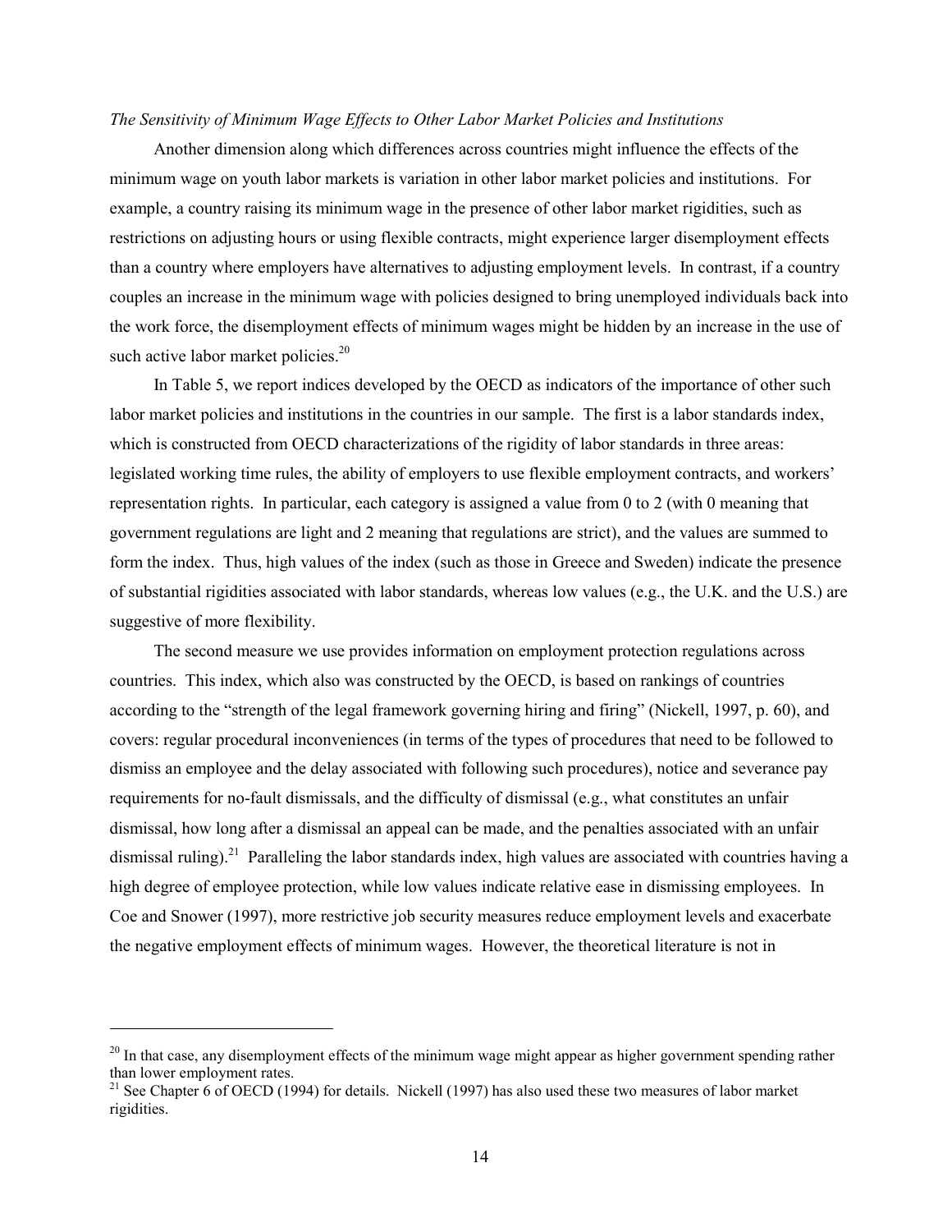*The Sensitivity of Minimum Wage Effects to Other Labor Market Policies and Institutions*

Another dimension along which differences across countries might influence the effects of the minimum wage on youth labor markets is variation in other labor market policies and institutions. For example, a country raising its minimum wage in the presence of other labor market rigidities, such as restrictions on adjusting hours or using flexible contracts, might experience larger disemployment effects than a country where employers have alternatives to adjusting employment levels. In contrast, if a country couples an increase in the minimum wage with policies designed to bring unemployed individuals back into the work force, the disemployment effects of minimum wages might be hidden by an increase in the use of such active labor market policies.[20]

In Table 5, we report indices developed by the OECD as indicators of the importance of other such labor market policies and institutions in the countries in our sample. The first is a labor standards index, which is constructed from OECD characterizations of the rigidity of labor standards in three areas: legislated working time rules, the ability of employers to use flexible employment contracts, and workers' representation rights. In particular, each category is assigned a value from 0 to 2 (with 0 meaning that government regulations are light and 2 meaning that regulations are strict), and the values are summed to form the index. Thus, high values of the index (such as those in Greece and Sweden) indicate the presence of substantial rigidities associated with labor standards, whereas low values (e.g., the U.K. and the U.S.) are suggestive of more flexibility.

The second measure we use provides information on employment protection regulations across countries. This index, which also was constructed by the OECD, is based on rankings of countries according to the "strength of the legal framework governing hiring and firing" (Nickell, 1997, p. 60), and covers: regular procedural inconveniences (in terms of the types of procedures that need to be followed to dismiss an employee and the delay associated with following such procedures), notice and severance pay requirements for no-fault dismissals, and the difficulty of dismissal (e.g., what constitutes an unfair dismissal, how long after a dismissal an appeal can be made, and the penalties associated with an unfair dismissal ruling).[21] Paralleling the labor standards index, high values are associated with countries having a high degree of employee protection, while low values indicate relative ease in dismissing employees. In Coe and Snower (1997), more restrictive job security measures reduce employment levels and exacerbate the negative employment effects of minimum wages. However, the theoretical literature is not in

[20] In that case, any disemployment effects of the minimum wage might appear as higher government spending rather than lower employment rates.

[21] See Chapter 6 of OECD (1994) for details. Nickell (1997) has also used these two measures of labor market rigidities.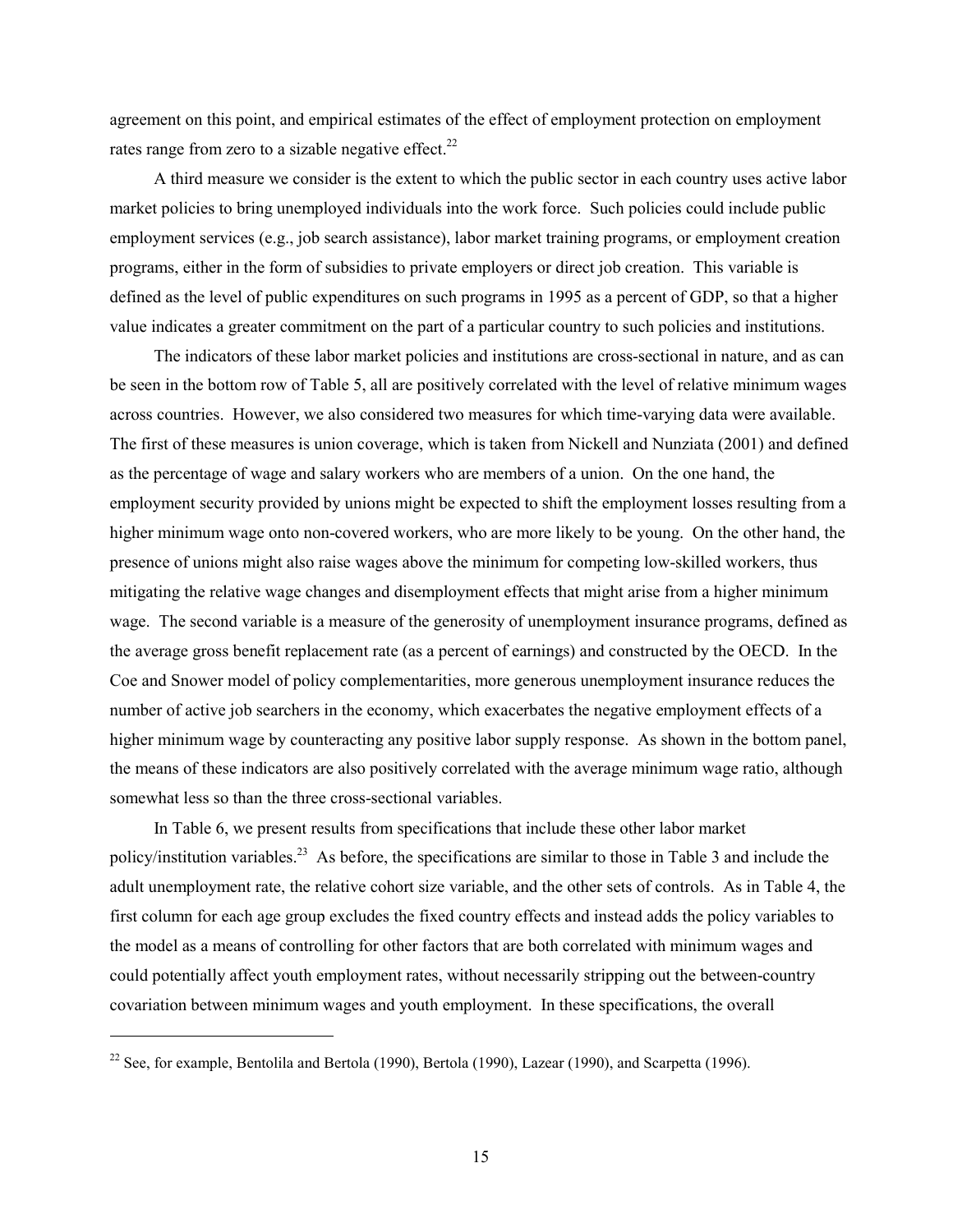agreement on this point, and empirical estimates of the effect of employment protection on employment rates range from zero to a sizable negative effect.[22]

A third measure we consider is the extent to which the public sector in each country uses active labor market policies to bring unemployed individuals into the work force. Such policies could include public employment services (e.g., job search assistance), labor market training programs, or employment creation programs, either in the form of subsidies to private employers or direct job creation. This variable is defined as the level of public expenditures on such programs in 1995 as a percent of GDP, so that a higher value indicates a greater commitment on the part of a particular country to such policies and institutions.

The indicators of these labor market policies and institutions are cross-sectional in nature, and as can be seen in the bottom row of Table 5, all are positively correlated with the level of relative minimum wages across countries. However, we also considered two measures for which time-varying data were available. The first of these measures is union coverage, which is taken from Nickell and Nunziata (2001) and defined as the percentage of wage and salary workers who are members of a union. On the one hand, the employment security provided by unions might be expected to shift the employment losses resulting from a higher minimum wage onto non-covered workers, who are more likely to be young. On the other hand, the presence of unions might also raise wages above the minimum for competing low-skilled workers, thus mitigating the relative wage changes and disemployment effects that might arise from a higher minimum wage. The second variable is a measure of the generosity of unemployment insurance programs, defined as the average gross benefit replacement rate (as a percent of earnings) and constructed by the OECD. In the Coe and Snower model of policy complementarities, more generous unemployment insurance reduces the number of active job searchers in the economy, which exacerbates the negative employment effects of a higher minimum wage by counteracting any positive labor supply response. As shown in the bottom panel, the means of these indicators are also positively correlated with the average minimum wage ratio, although somewhat less so than the three cross-sectional variables.

In Table 6, we present results from specifications that include these other labor market policy/institution variables.[23] As before, the specifications are similar to those in Table 3 and include the adult unemployment rate, the relative cohort size variable, and the other sets of controls. As in Table 4, the first column for each age group excludes the fixed country effects and instead adds the policy variables to the model as a means of controlling for other factors that are both correlated with minimum wages and could potentially affect youth employment rates, without necessarily stripping out the between-country covariation between minimum wages and youth employment. In these specifications, the overall

[22] See, for example, Bentolila and Bertola (1990), Bertola (1990), Lazear (1990), and Scarpetta (1996).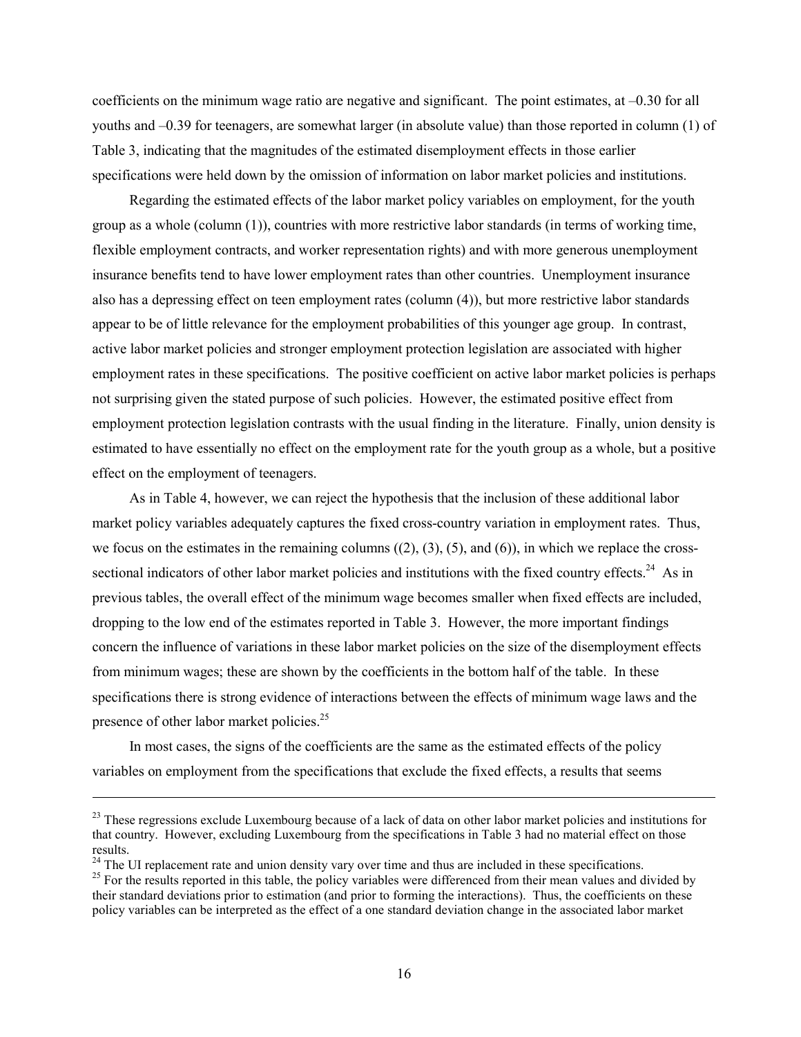coefficients on the minimum wage ratio are negative and significant. The point estimates, at –0.30 for all youths and –0.39 for teenagers, are somewhat larger (in absolute value) than those reported in column (1) of Table 3, indicating that the magnitudes of the estimated disemployment effects in those earlier specifications were held down by the omission of information on labor market policies and institutions.

Regarding the estimated effects of the labor market policy variables on employment, for the youth group as a whole (column (1)), countries with more restrictive labor standards (in terms of working time, flexible employment contracts, and worker representation rights) and with more generous unemployment insurance benefits tend to have lower employment rates than other countries. Unemployment insurance also has a depressing effect on teen employment rates (column (4)), but more restrictive labor standards appear to be of little relevance for the employment probabilities of this younger age group. In contrast, active labor market policies and stronger employment protection legislation are associated with higher employment rates in these specifications. The positive coefficient on active labor market policies is perhaps not surprising given the stated purpose of such policies. However, the estimated positive effect from employment protection legislation contrasts with the usual finding in the literature. Finally, union density is estimated to have essentially no effect on the employment rate for the youth group as a whole, but a positive effect on the employment of teenagers.

As in Table 4, however, we can reject the hypothesis that the inclusion of these additional labor market policy variables adequately captures the fixed cross-country variation in employment rates. Thus, we focus on the estimates in the remaining columns ((2), (3), (5), and (6)), in which we replace the cross-sectional indicators of other labor market policies and institutions with the fixed country effects.[24] As in previous tables, the overall effect of the minimum wage becomes smaller when fixed effects are included, dropping to the low end of the estimates reported in Table 3. However, the more important findings concern the influence of variations in these labor market policies on the size of the disemployment effects from minimum wages; these are shown by the coefficients in the bottom half of the table. In these specifications there is strong evidence of interactions between the effects of minimum wage laws and the presence of other labor market policies.[25]

In most cases, the signs of the coefficients are the same as the estimated effects of the policy variables on employment from the specifications that exclude the fixed effects, a results that seems

---

[23] These regressions exclude Luxembourg because of a lack of data on other labor market policies and institutions for that country. However, excluding Luxembourg from the specifications in Table 3 had no material effect on those results.

[24] The UI replacement rate and union density vary over time and thus are included in these specifications.

[25] For the results reported in this table, the policy variables were differenced from their mean values and divided by their standard deviations prior to estimation (and prior to forming the interactions). Thus, the coefficients on these policy variables can be interpreted as the effect of a one standard deviation change in the associated labor market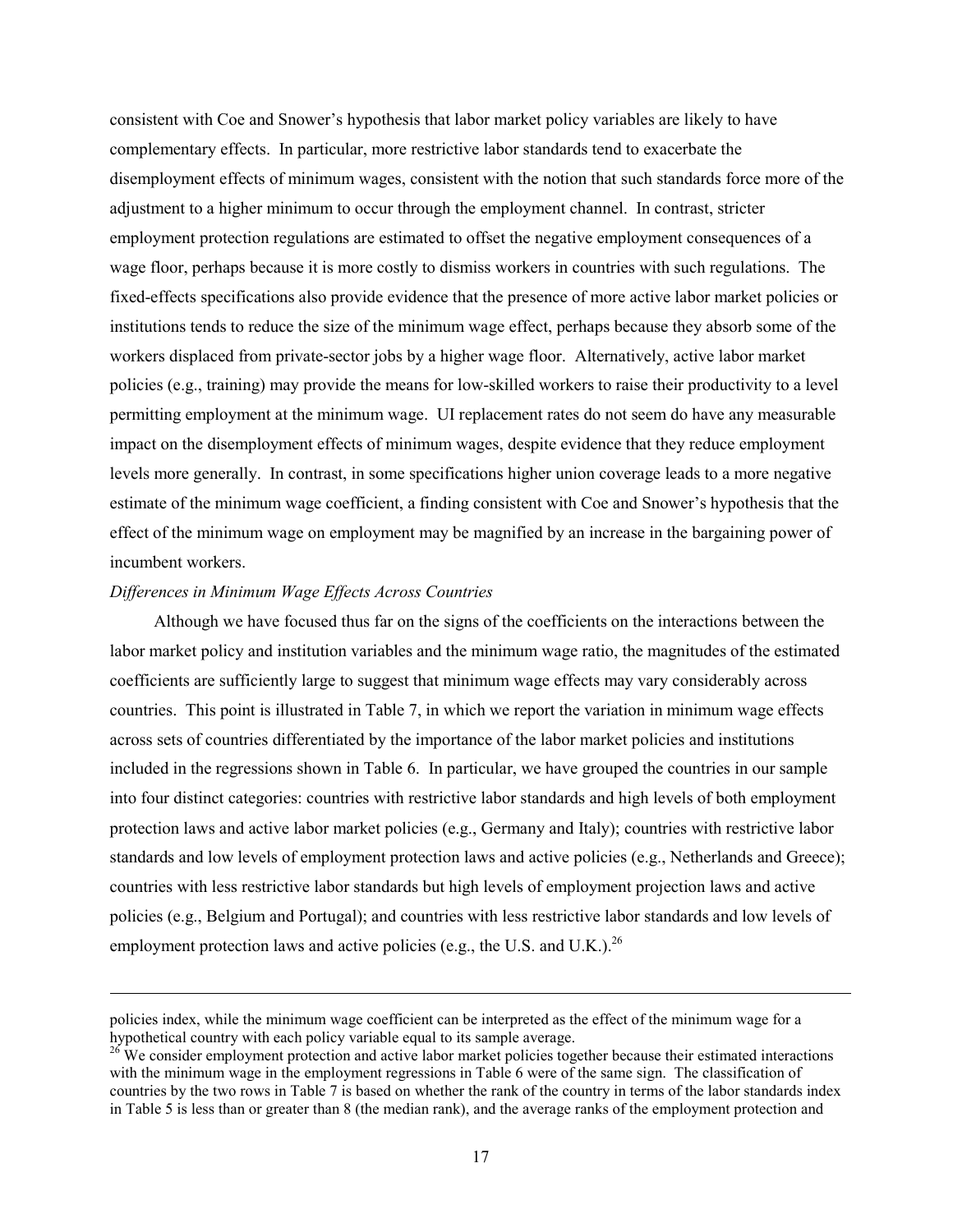consistent with Coe and Snower's hypothesis that labor market policy variables are likely to have complementary effects. In particular, more restrictive labor standards tend to exacerbate the disemployment effects of minimum wages, consistent with the notion that such standards force more of the adjustment to a higher minimum to occur through the employment channel. In contrast, stricter employment protection regulations are estimated to offset the negative employment consequences of a wage floor, perhaps because it is more costly to dismiss workers in countries with such regulations. The fixed-effects specifications also provide evidence that the presence of more active labor market policies or institutions tends to reduce the size of the minimum wage effect, perhaps because they absorb some of the workers displaced from private-sector jobs by a higher wage floor. Alternatively, active labor market policies (e.g., training) may provide the means for low-skilled workers to raise their productivity to a level permitting employment at the minimum wage. UI replacement rates do not seem do have any measurable impact on the disemployment effects of minimum wages, despite evidence that they reduce employment levels more generally. In contrast, in some specifications higher union coverage leads to a more negative estimate of the minimum wage coefficient, a finding consistent with Coe and Snower's hypothesis that the effect of the minimum wage on employment may be magnified by an increase in the bargaining power of incumbent workers.

*Differences in Minimum Wage Effects Across Countries*

Although we have focused thus far on the signs of the coefficients on the interactions between the labor market policy and institution variables and the minimum wage ratio, the magnitudes of the estimated coefficients are sufficiently large to suggest that minimum wage effects may vary considerably across countries. This point is illustrated in Table 7, in which we report the variation in minimum wage effects across sets of countries differentiated by the importance of the labor market policies and institutions included in the regressions shown in Table 6. In particular, we have grouped the countries in our sample into four distinct categories: countries with restrictive labor standards and high levels of both employment protection laws and active labor market policies (e.g., Germany and Italy); countries with restrictive labor standards and low levels of employment protection laws and active policies (e.g., Netherlands and Greece); countries with less restrictive labor standards but high levels of employment projection laws and active policies (e.g., Belgium and Portugal); and countries with less restrictive labor standards and low levels of employment protection laws and active policies (e.g., the U.S. and U.K.).[26]

---

policies index, while the minimum wage coefficient can be interpreted as the effect of the minimum wage for a hypothetical country with each policy variable equal to its sample average.

[26] We consider employment protection and active labor market policies together because their estimated interactions with the minimum wage in the employment regressions in Table 6 were of the same sign. The classification of countries by the two rows in Table 7 is based on whether the rank of the country in terms of the labor standards index in Table 5 is less than or greater than 8 (the median rank), and the average ranks of the employment protection and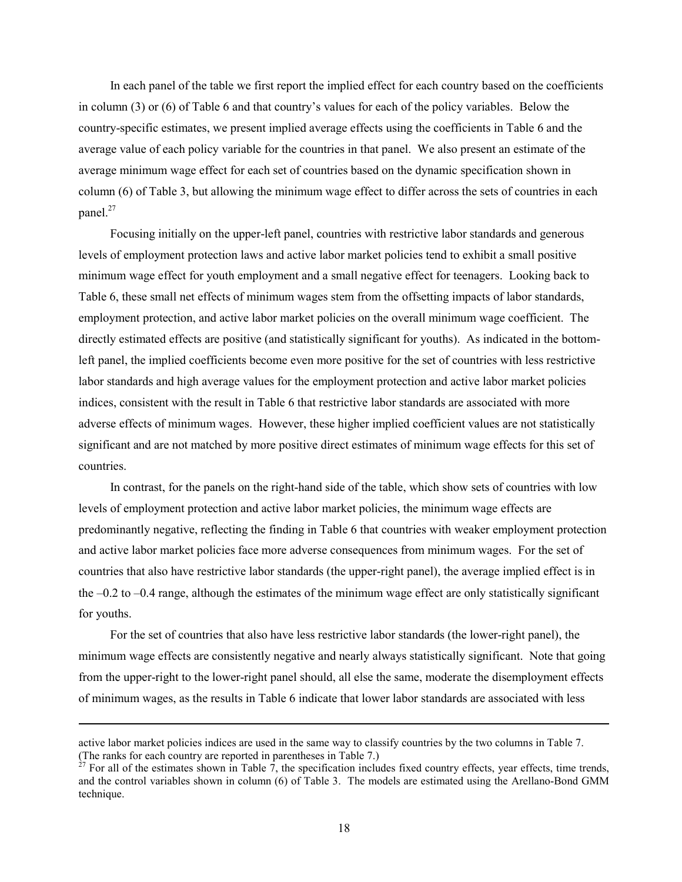In each panel of the table we first report the implied effect for each country based on the coefficients in column (3) or (6) of Table 6 and that country's values for each of the policy variables. Below the country-specific estimates, we present implied average effects using the coefficients in Table 6 and the average value of each policy variable for the countries in that panel. We also present an estimate of the average minimum wage effect for each set of countries based on the dynamic specification shown in column (6) of Table 3, but allowing the minimum wage effect to differ across the sets of countries in each panel.[27]

Focusing initially on the upper-left panel, countries with restrictive labor standards and generous levels of employment protection laws and active labor market policies tend to exhibit a small positive minimum wage effect for youth employment and a small negative effect for teenagers. Looking back to Table 6, these small net effects of minimum wages stem from the offsetting impacts of labor standards, employment protection, and active labor market policies on the overall minimum wage coefficient. The directly estimated effects are positive (and statistically significant for youths). As indicated in the bottom-left panel, the implied coefficients become even more positive for the set of countries with less restrictive labor standards and high average values for the employment protection and active labor market policies indices, consistent with the result in Table 6 that restrictive labor standards are associated with more adverse effects of minimum wages. However, these higher implied coefficient values are not statistically significant and are not matched by more positive direct estimates of minimum wage effects for this set of countries.

In contrast, for the panels on the right-hand side of the table, which show sets of countries with low levels of employment protection and active labor market policies, the minimum wage effects are predominantly negative, reflecting the finding in Table 6 that countries with weaker employment protection and active labor market policies face more adverse consequences from minimum wages. For the set of countries that also have restrictive labor standards (the upper-right panel), the average implied effect is in the –0.2 to –0.4 range, although the estimates of the minimum wage effect are only statistically significant for youths.

For the set of countries that also have less restrictive labor standards (the lower-right panel), the minimum wage effects are consistently negative and nearly always statistically significant. Note that going from the upper-right to the lower-right panel should, all else the same, moderate the disemployment effects of minimum wages, as the results in Table 6 indicate that lower labor standards are associated with less

---

active labor market policies indices are used in the same way to classify countries by the two columns in Table 7. (The ranks for each country are reported in parentheses in Table 7.)

[27] For all of the estimates shown in Table 7, the specification includes fixed country effects, year effects, time trends, and the control variables shown in column (6) of Table 3. The models are estimated using the Arellano-Bond GMM technique.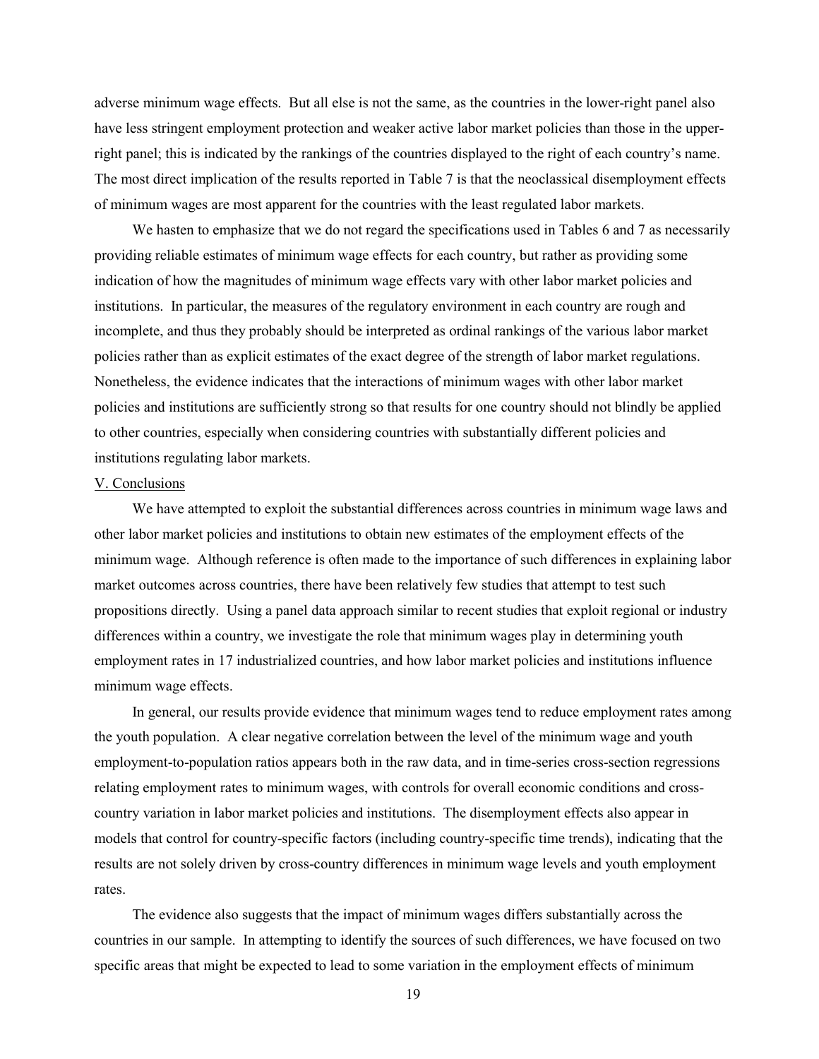adverse minimum wage effects. But all else is not the same, as the countries in the lower-right panel also have less stringent employment protection and weaker active labor market policies than those in the upper-right panel; this is indicated by the rankings of the countries displayed to the right of each country's name. The most direct implication of the results reported in Table 7 is that the neoclassical disemployment effects of minimum wages are most apparent for the countries with the least regulated labor markets.

We hasten to emphasize that we do not regard the specifications used in Tables 6 and 7 as necessarily providing reliable estimates of minimum wage effects for each country, but rather as providing some indication of how the magnitudes of minimum wage effects vary with other labor market policies and institutions. In particular, the measures of the regulatory environment in each country are rough and incomplete, and thus they probably should be interpreted as ordinal rankings of the various labor market policies rather than as explicit estimates of the exact degree of the strength of labor market regulations. Nonetheless, the evidence indicates that the interactions of minimum wages with other labor market policies and institutions are sufficiently strong so that results for one country should not blindly be applied to other countries, especially when considering countries with substantially different policies and institutions regulating labor markets.

## V. Conclusions

We have attempted to exploit the substantial differences across countries in minimum wage laws and other labor market policies and institutions to obtain new estimates of the employment effects of the minimum wage. Although reference is often made to the importance of such differences in explaining labor market outcomes across countries, there have been relatively few studies that attempt to test such propositions directly. Using a panel data approach similar to recent studies that exploit regional or industry differences within a country, we investigate the role that minimum wages play in determining youth employment rates in 17 industrialized countries, and how labor market policies and institutions influence minimum wage effects.

In general, our results provide evidence that minimum wages tend to reduce employment rates among the youth population. A clear negative correlation between the level of the minimum wage and youth employment-to-population ratios appears both in the raw data, and in time-series cross-section regressions relating employment rates to minimum wages, with controls for overall economic conditions and cross-country variation in labor market policies and institutions. The disemployment effects also appear in models that control for country-specific factors (including country-specific time trends), indicating that the results are not solely driven by cross-country differences in minimum wage levels and youth employment rates.

The evidence also suggests that the impact of minimum wages differs substantially across the countries in our sample. In attempting to identify the sources of such differences, we have focused on two specific areas that might be expected to lead to some variation in the employment effects of minimum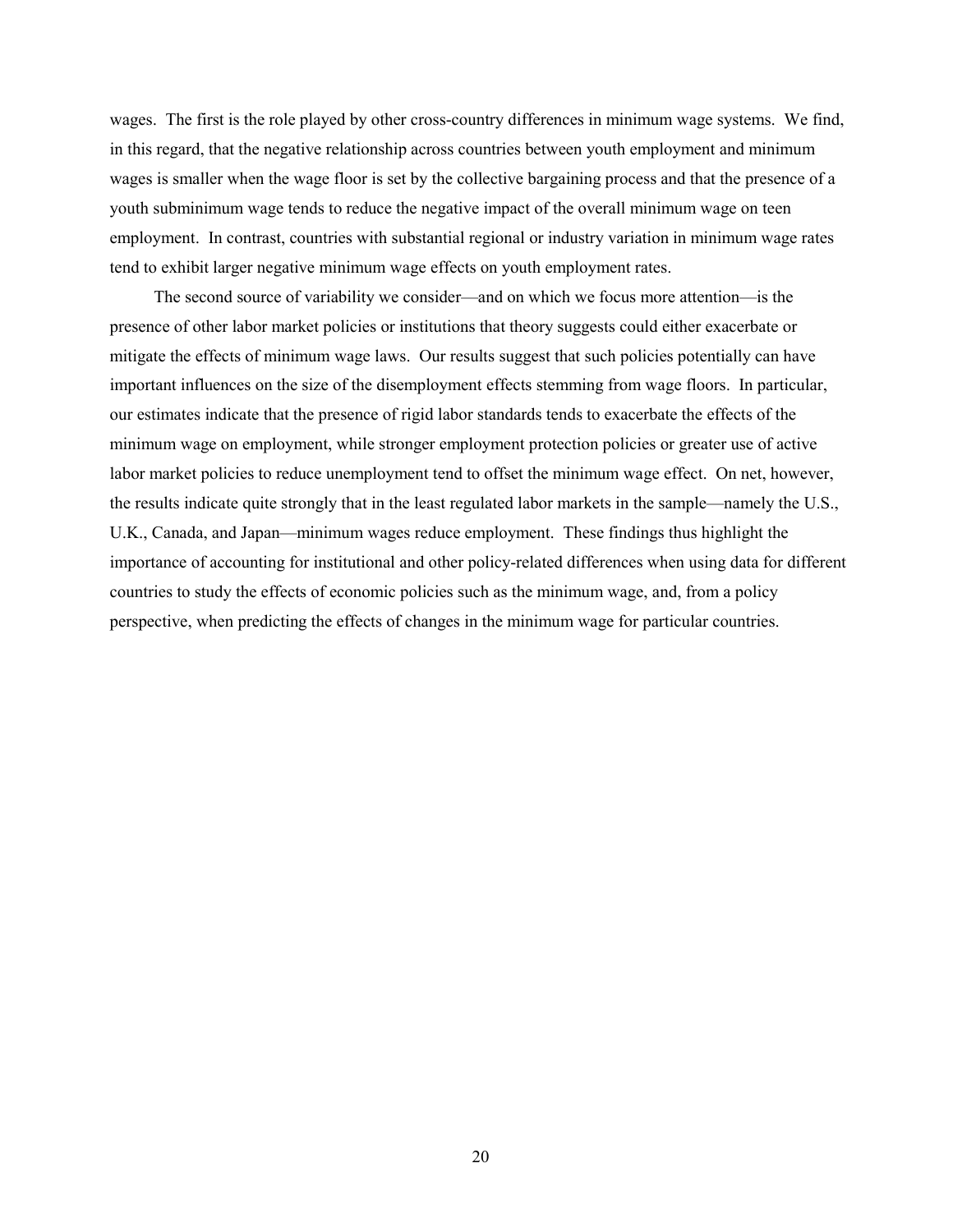wages. The first is the role played by other cross-country differences in minimum wage systems. We find, in this regard, that the negative relationship across countries between youth employment and minimum wages is smaller when the wage floor is set by the collective bargaining process and that the presence of a youth subminimum wage tends to reduce the negative impact of the overall minimum wage on teen employment. In contrast, countries with substantial regional or industry variation in minimum wage rates tend to exhibit larger negative minimum wage effects on youth employment rates.

The second source of variability we consider—and on which we focus more attention—is the presence of other labor market policies or institutions that theory suggests could either exacerbate or mitigate the effects of minimum wage laws. Our results suggest that such policies potentially can have important influences on the size of the disemployment effects stemming from wage floors. In particular, our estimates indicate that the presence of rigid labor standards tends to exacerbate the effects of the minimum wage on employment, while stronger employment protection policies or greater use of active labor market policies to reduce unemployment tend to offset the minimum wage effect. On net, however, the results indicate quite strongly that in the least regulated labor markets in the sample—namely the U.S., U.K., Canada, and Japan—minimum wages reduce employment. These findings thus highlight the importance of accounting for institutional and other policy-related differences when using data for different countries to study the effects of economic policies such as the minimum wage, and, from a policy perspective, when predicting the effects of changes in the minimum wage for particular countries.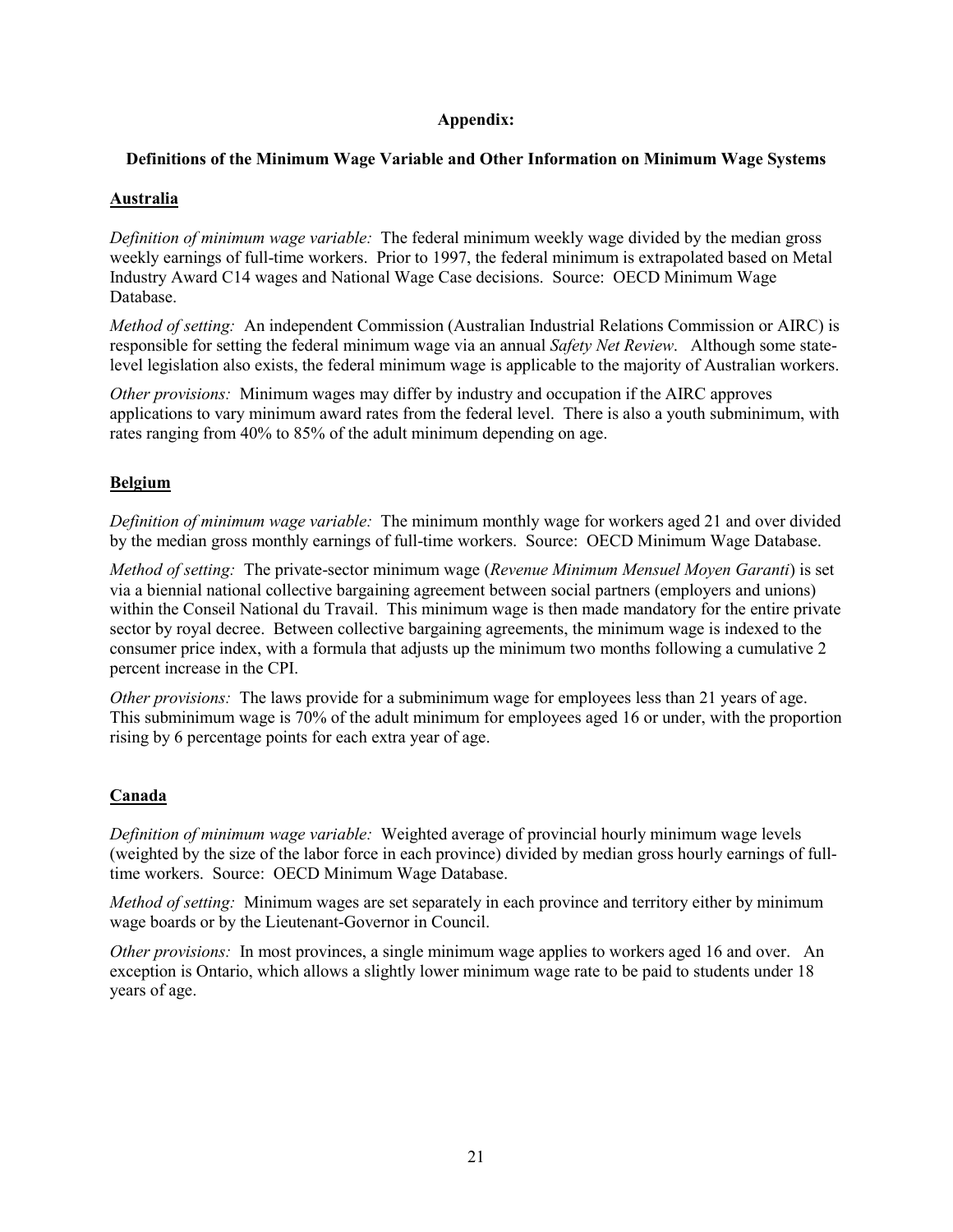# Appendix:

## Definitions of the Minimum Wage Variable and Other Information on Minimum Wage Systems

### Australia

*Definition of minimum wage variable:* The federal minimum weekly wage divided by the median gross weekly earnings of full-time workers. Prior to 1997, the federal minimum is extrapolated based on Metal Industry Award C14 wages and National Wage Case decisions. Source: OECD Minimum Wage Database.

*Method of setting:* An independent Commission (Australian Industrial Relations Commission or AIRC) is responsible for setting the federal minimum wage via an annual *Safety Net Review*. Although some state-level legislation also exists, the federal minimum wage is applicable to the majority of Australian workers.

*Other provisions:* Minimum wages may differ by industry and occupation if the AIRC approves applications to vary minimum award rates from the federal level. There is also a youth subminimum, with rates ranging from 40% to 85% of the adult minimum depending on age.

### Belgium

*Definition of minimum wage variable:* The minimum monthly wage for workers aged 21 and over divided by the median gross monthly earnings of full-time workers. Source: OECD Minimum Wage Database.

*Method of setting:* The private-sector minimum wage (*Revenue Minimum Mensuel Moyen Garanti*) is set via a biennial national collective bargaining agreement between social partners (employers and unions) within the Conseil National du Travail. This minimum wage is then made mandatory for the entire private sector by royal decree. Between collective bargaining agreements, the minimum wage is indexed to the consumer price index, with a formula that adjusts up the minimum two months following a cumulative 2 percent increase in the CPI.

*Other provisions:* The laws provide for a subminimum wage for employees less than 21 years of age. This subminimum wage is 70% of the adult minimum for employees aged 16 or under, with the proportion rising by 6 percentage points for each extra year of age.

### Canada

*Definition of minimum wage variable:* Weighted average of provincial hourly minimum wage levels (weighted by the size of the labor force in each province) divided by median gross hourly earnings of full-time workers. Source: OECD Minimum Wage Database.

*Method of setting:* Minimum wages are set separately in each province and territory either by minimum wage boards or by the Lieutenant-Governor in Council.

*Other provisions:* In most provinces, a single minimum wage applies to workers aged 16 and over. An exception is Ontario, which allows a slightly lower minimum wage rate to be paid to students under 18 years of age.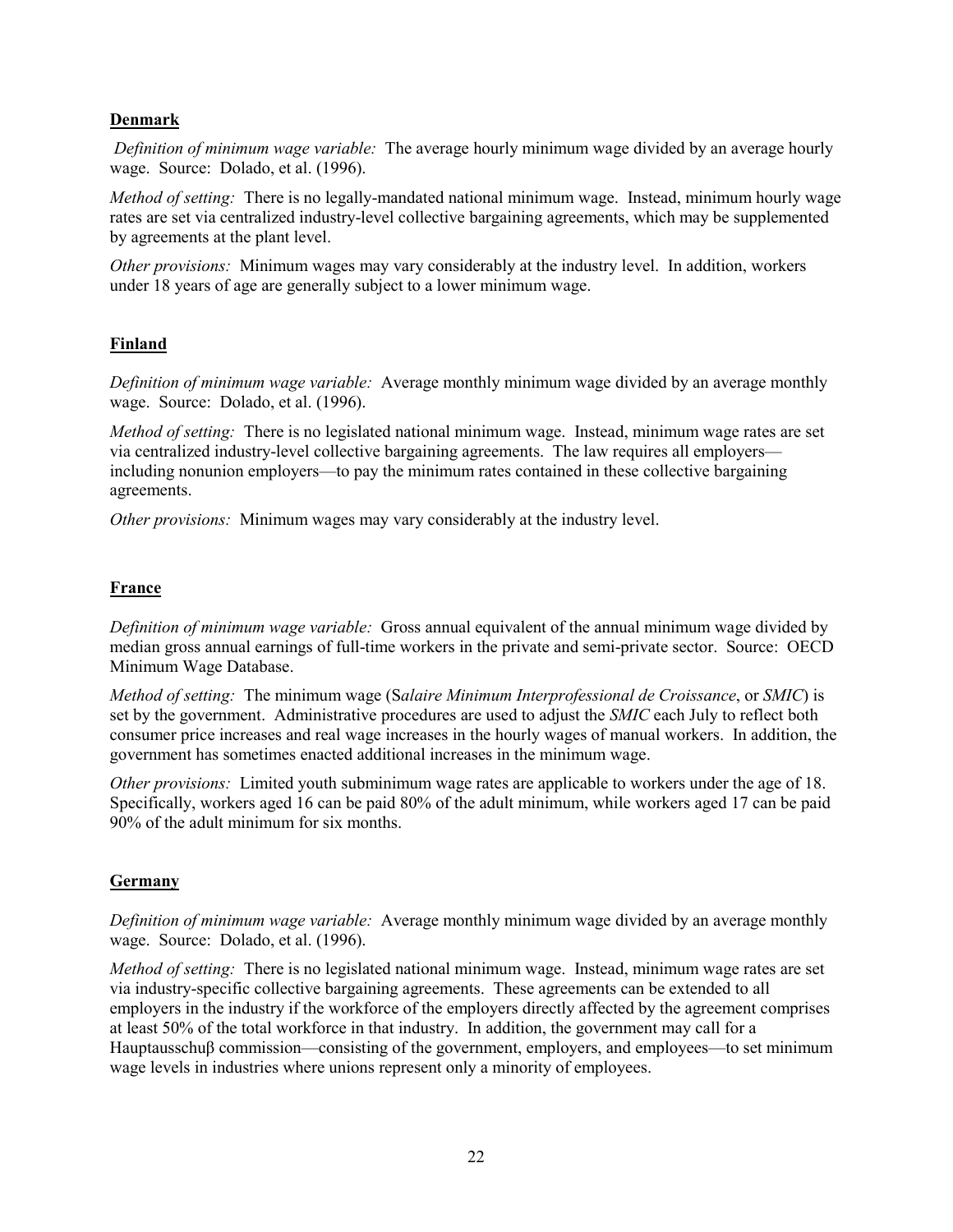**Denmark**

*Definition of minimum wage variable:* The average hourly minimum wage divided by an average hourly wage. Source: Dolado, et al. (1996).

*Method of setting:* There is no legally-mandated national minimum wage. Instead, minimum hourly wage rates are set via centralized industry-level collective bargaining agreements, which may be supplemented by agreements at the plant level.

*Other provisions:* Minimum wages may vary considerably at the industry level. In addition, workers under 18 years of age are generally subject to a lower minimum wage.

**Finland**

*Definition of minimum wage variable:* Average monthly minimum wage divided by an average monthly wage. Source: Dolado, et al. (1996).

*Method of setting:* There is no legislated national minimum wage. Instead, minimum wage rates are set via centralized industry-level collective bargaining agreements. The law requires all employers—including nonunion employers—to pay the minimum rates contained in these collective bargaining agreements.

*Other provisions:* Minimum wages may vary considerably at the industry level.

**France**

*Definition of minimum wage variable:* Gross annual equivalent of the annual minimum wage divided by median gross annual earnings of full-time workers in the private and semi-private sector. Source: OECD Minimum Wage Database.

*Method of setting:* The minimum wage (S*alaire Minimum Interprofessional de Croissance*, or *SMIC*) is set by the government. Administrative procedures are used to adjust the *SMIC* each July to reflect both consumer price increases and real wage increases in the hourly wages of manual workers. In addition, the government has sometimes enacted additional increases in the minimum wage.

*Other provisions:* Limited youth subminimum wage rates are applicable to workers under the age of 18. Specifically, workers aged 16 can be paid 80% of the adult minimum, while workers aged 17 can be paid 90% of the adult minimum for six months.

**Germany**

*Definition of minimum wage variable:* Average monthly minimum wage divided by an average monthly wage. Source: Dolado, et al. (1996).

*Method of setting:* There is no legislated national minimum wage. Instead, minimum wage rates are set via industry-specific collective bargaining agreements. These agreements can be extended to all employers in the industry if the workforce of the employers directly affected by the agreement comprises at least 50% of the total workforce in that industry. In addition, the government may call for a Hauptausschuβ commission—consisting of the government, employers, and employees—to set minimum wage levels in industries where unions represent only a minority of employees.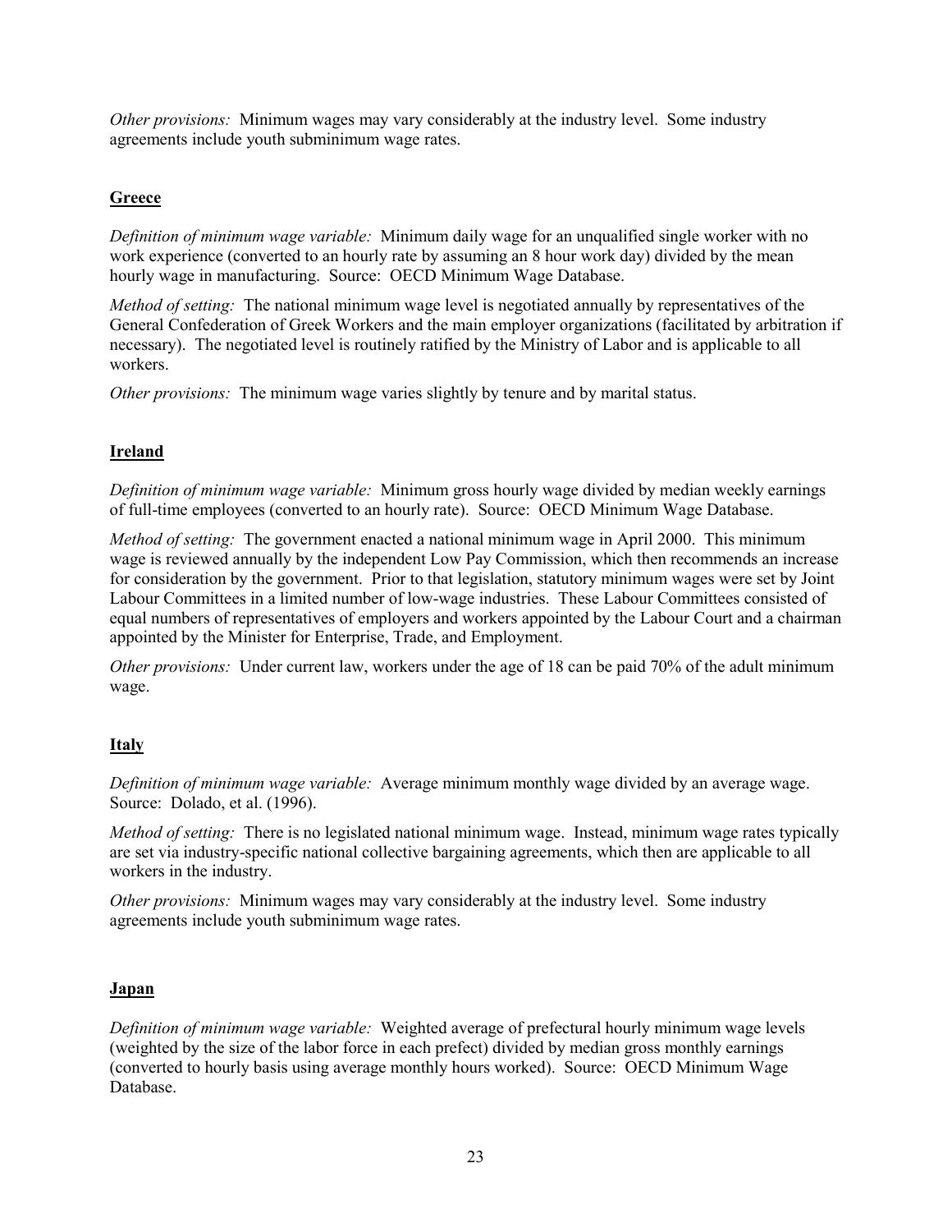*Other provisions:* Minimum wages may vary considerably at the industry level. Some industry agreements include youth subminimum wage rates.

## Greece

*Definition of minimum wage variable:* Minimum daily wage for an unqualified single worker with no work experience (converted to an hourly rate by assuming an 8 hour work day) divided by the mean hourly wage in manufacturing. Source: OECD Minimum Wage Database.

*Method of setting:* The national minimum wage level is negotiated annually by representatives of the General Confederation of Greek Workers and the main employer organizations (facilitated by arbitration if necessary). The negotiated level is routinely ratified by the Ministry of Labor and is applicable to all workers.

*Other provisions:* The minimum wage varies slightly by tenure and by marital status.

## Ireland

*Definition of minimum wage variable:* Minimum gross hourly wage divided by median weekly earnings of full-time employees (converted to an hourly rate). Source: OECD Minimum Wage Database.

*Method of setting:* The government enacted a national minimum wage in April 2000. This minimum wage is reviewed annually by the independent Low Pay Commission, which then recommends an increase for consideration by the government. Prior to that legislation, statutory minimum wages were set by Joint Labour Committees in a limited number of low-wage industries. These Labour Committees consisted of equal numbers of representatives of employers and workers appointed by the Labour Court and a chairman appointed by the Minister for Enterprise, Trade, and Employment.

*Other provisions:* Under current law, workers under the age of 18 can be paid 70% of the adult minimum wage.

## Italy

*Definition of minimum wage variable:* Average minimum monthly wage divided by an average wage. Source: Dolado, et al. (1996).

*Method of setting:* There is no legislated national minimum wage. Instead, minimum wage rates typically are set via industry-specific national collective bargaining agreements, which then are applicable to all workers in the industry.

*Other provisions:* Minimum wages may vary considerably at the industry level. Some industry agreements include youth subminimum wage rates.

## Japan

*Definition of minimum wage variable:* Weighted average of prefectural hourly minimum wage levels (weighted by the size of the labor force in each prefect) divided by median gross monthly earnings (converted to hourly basis using average monthly hours worked). Source: OECD Minimum Wage Database.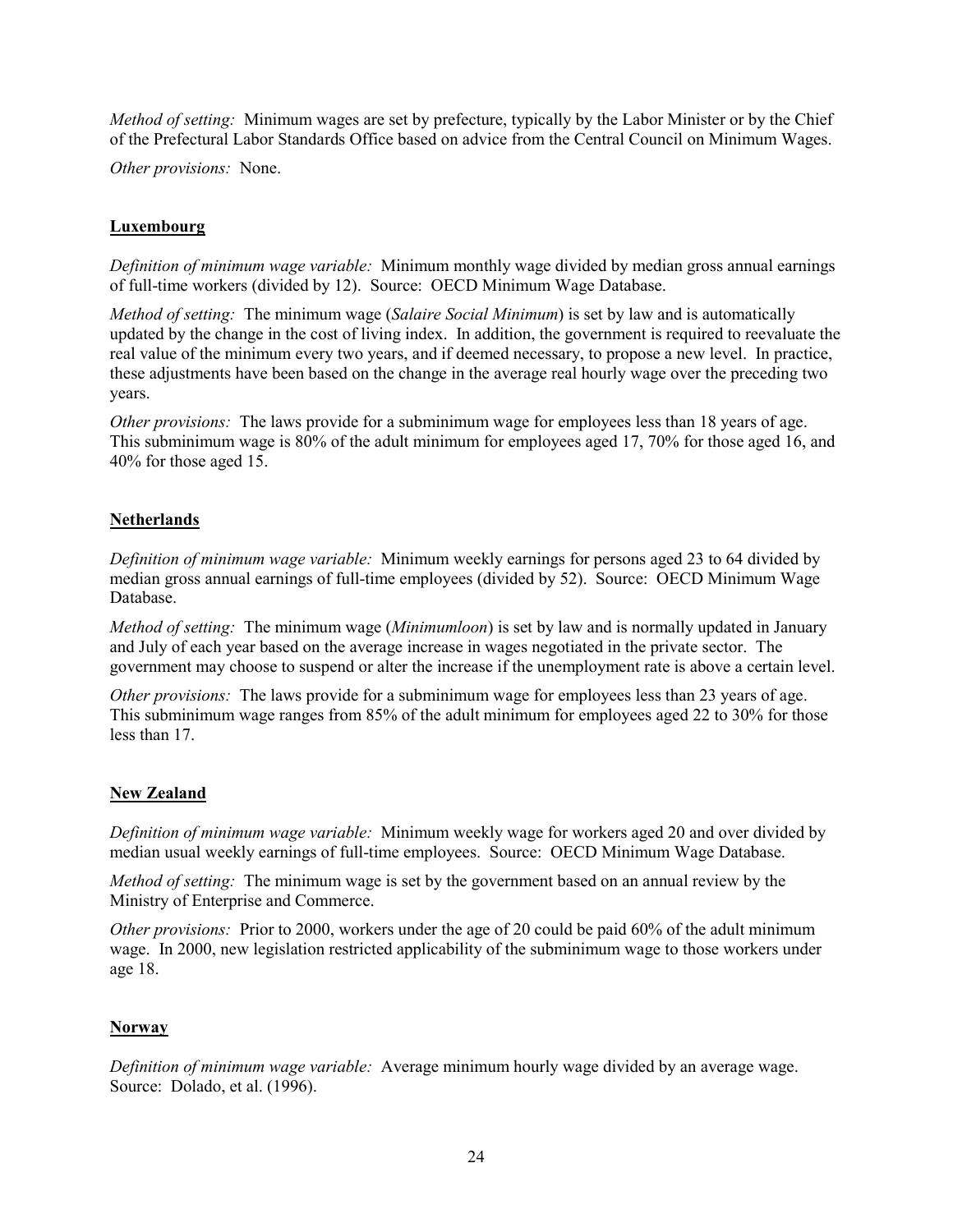*Method of setting:* Minimum wages are set by prefecture, typically by the Labor Minister or by the Chief of the Prefectural Labor Standards Office based on advice from the Central Council on Minimum Wages.

*Other provisions:* None.

## Luxembourg

*Definition of minimum wage variable:* Minimum monthly wage divided by median gross annual earnings of full-time workers (divided by 12). Source: OECD Minimum Wage Database.

*Method of setting:* The minimum wage (*Salaire Social Minimum*) is set by law and is automatically updated by the change in the cost of living index. In addition, the government is required to reevaluate the real value of the minimum every two years, and if deemed necessary, to propose a new level. In practice, these adjustments have been based on the change in the average real hourly wage over the preceding two years.

*Other provisions:* The laws provide for a subminimum wage for employees less than 18 years of age. This subminimum wage is 80% of the adult minimum for employees aged 17, 70% for those aged 16, and 40% for those aged 15.

## Netherlands

*Definition of minimum wage variable:* Minimum weekly earnings for persons aged 23 to 64 divided by median gross annual earnings of full-time employees (divided by 52). Source: OECD Minimum Wage Database.

*Method of setting:* The minimum wage (*Minimumloon*) is set by law and is normally updated in January and July of each year based on the average increase in wages negotiated in the private sector. The government may choose to suspend or alter the increase if the unemployment rate is above a certain level.

*Other provisions:* The laws provide for a subminimum wage for employees less than 23 years of age. This subminimum wage ranges from 85% of the adult minimum for employees aged 22 to 30% for those less than 17.

## New Zealand

*Definition of minimum wage variable:* Minimum weekly wage for workers aged 20 and over divided by median usual weekly earnings of full-time employees. Source: OECD Minimum Wage Database.

*Method of setting:* The minimum wage is set by the government based on an annual review by the Ministry of Enterprise and Commerce.

*Other provisions:* Prior to 2000, workers under the age of 20 could be paid 60% of the adult minimum wage. In 2000, new legislation restricted applicability of the subminimum wage to those workers under age 18.

## Norway

*Definition of minimum wage variable:* Average minimum hourly wage divided by an average wage. Source: Dolado, et al. (1996).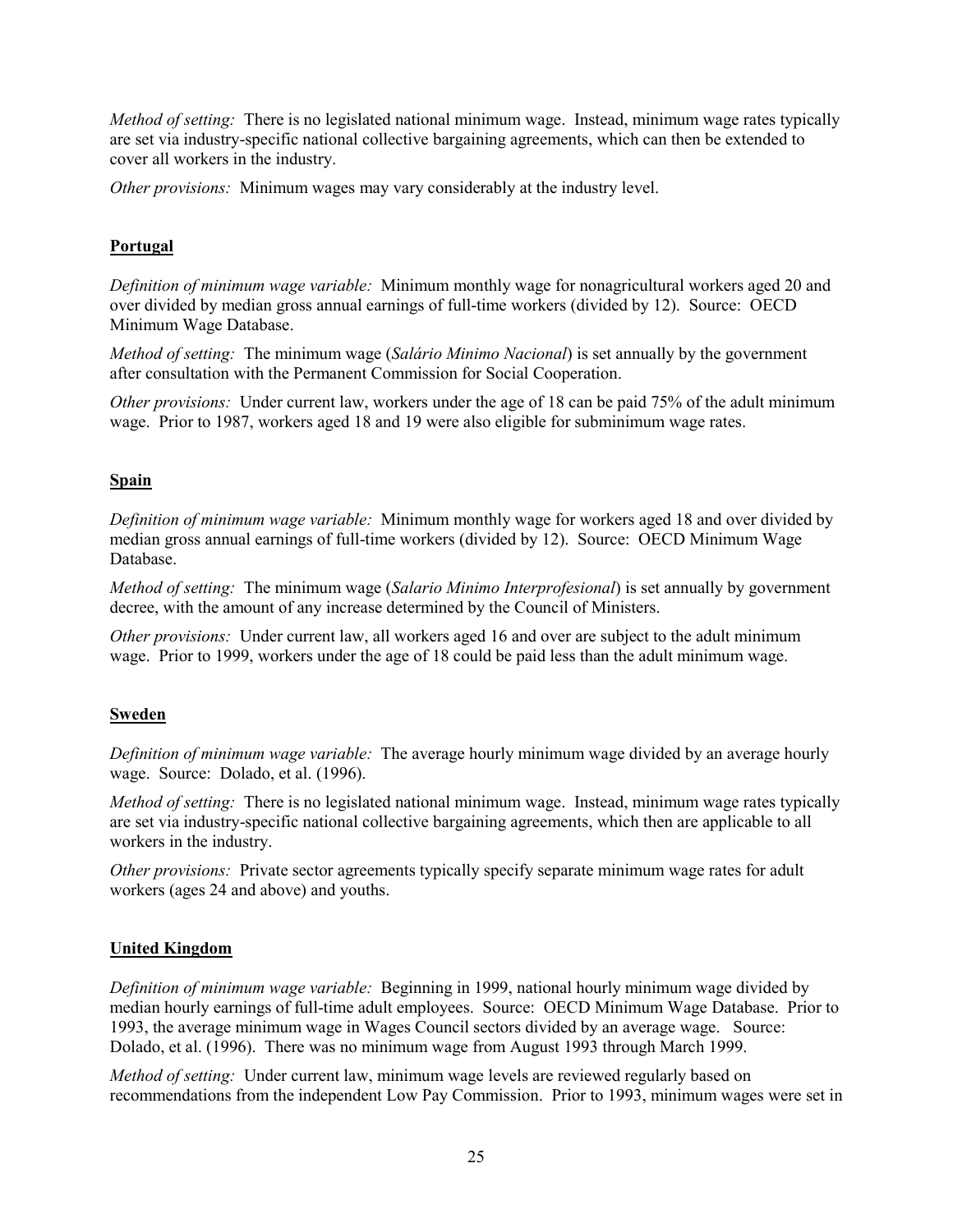*Method of setting:* There is no legislated national minimum wage. Instead, minimum wage rates typically are set via industry-specific national collective bargaining agreements, which can then be extended to cover all workers in the industry.

*Other provisions:* Minimum wages may vary considerably at the industry level.

**Portugal**

*Definition of minimum wage variable:* Minimum monthly wage for nonagricultural workers aged 20 and over divided by median gross annual earnings of full-time workers (divided by 12). Source: OECD Minimum Wage Database.

*Method of setting:* The minimum wage (*Salário Minimo Nacional*) is set annually by the government after consultation with the Permanent Commission for Social Cooperation.

*Other provisions:* Under current law, workers under the age of 18 can be paid 75% of the adult minimum wage. Prior to 1987, workers aged 18 and 19 were also eligible for subminimum wage rates.

**Spain**

*Definition of minimum wage variable:* Minimum monthly wage for workers aged 18 and over divided by median gross annual earnings of full-time workers (divided by 12). Source: OECD Minimum Wage Database.

*Method of setting:* The minimum wage (*Salario Minimo Interprofesional*) is set annually by government decree, with the amount of any increase determined by the Council of Ministers.

*Other provisions:* Under current law, all workers aged 16 and over are subject to the adult minimum wage. Prior to 1999, workers under the age of 18 could be paid less than the adult minimum wage.

**Sweden**

*Definition of minimum wage variable:* The average hourly minimum wage divided by an average hourly wage. Source: Dolado, et al. (1996).

*Method of setting:* There is no legislated national minimum wage. Instead, minimum wage rates typically are set via industry-specific national collective bargaining agreements, which then are applicable to all workers in the industry.

*Other provisions:* Private sector agreements typically specify separate minimum wage rates for adult workers (ages 24 and above) and youths.

**United Kingdom**

*Definition of minimum wage variable:* Beginning in 1999, national hourly minimum wage divided by median hourly earnings of full-time adult employees. Source: OECD Minimum Wage Database. Prior to 1993, the average minimum wage in Wages Council sectors divided by an average wage. Source: Dolado, et al. (1996). There was no minimum wage from August 1993 through March 1999.

*Method of setting:* Under current law, minimum wage levels are reviewed regularly based on recommendations from the independent Low Pay Commission. Prior to 1993, minimum wages were set in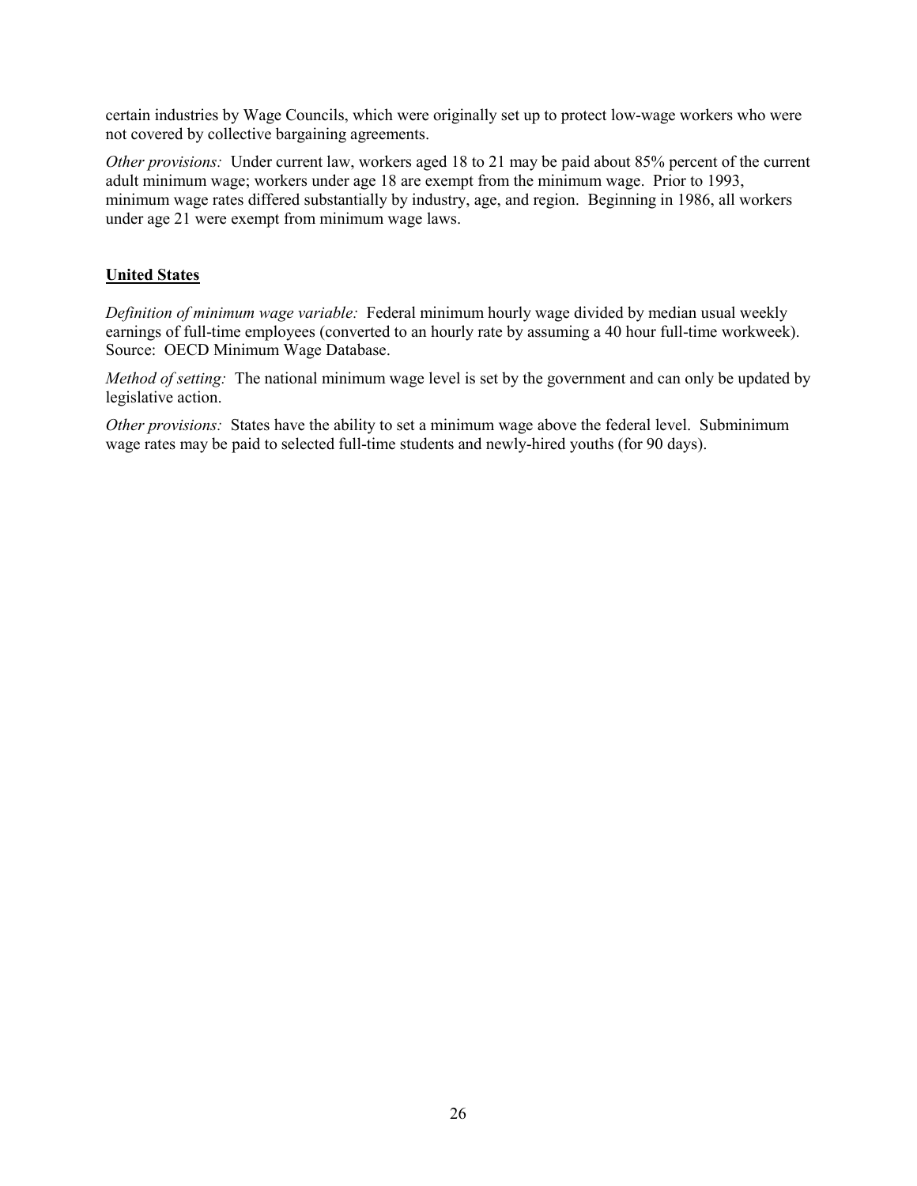certain industries by Wage Councils, which were originally set up to protect low-wage workers who were not covered by collective bargaining agreements.

*Other provisions:* Under current law, workers aged 18 to 21 may be paid about 85% percent of the current adult minimum wage; workers under age 18 are exempt from the minimum wage. Prior to 1993, minimum wage rates differed substantially by industry, age, and region. Beginning in 1986, all workers under age 21 were exempt from minimum wage laws.

## United States

*Definition of minimum wage variable:* Federal minimum hourly wage divided by median usual weekly earnings of full-time employees (converted to an hourly rate by assuming a 40 hour full-time workweek). Source: OECD Minimum Wage Database.

*Method of setting:* The national minimum wage level is set by the government and can only be updated by legislative action.

*Other provisions:* States have the ability to set a minimum wage above the federal level. Subminimum wage rates may be paid to selected full-time students and newly-hired youths (for 90 days).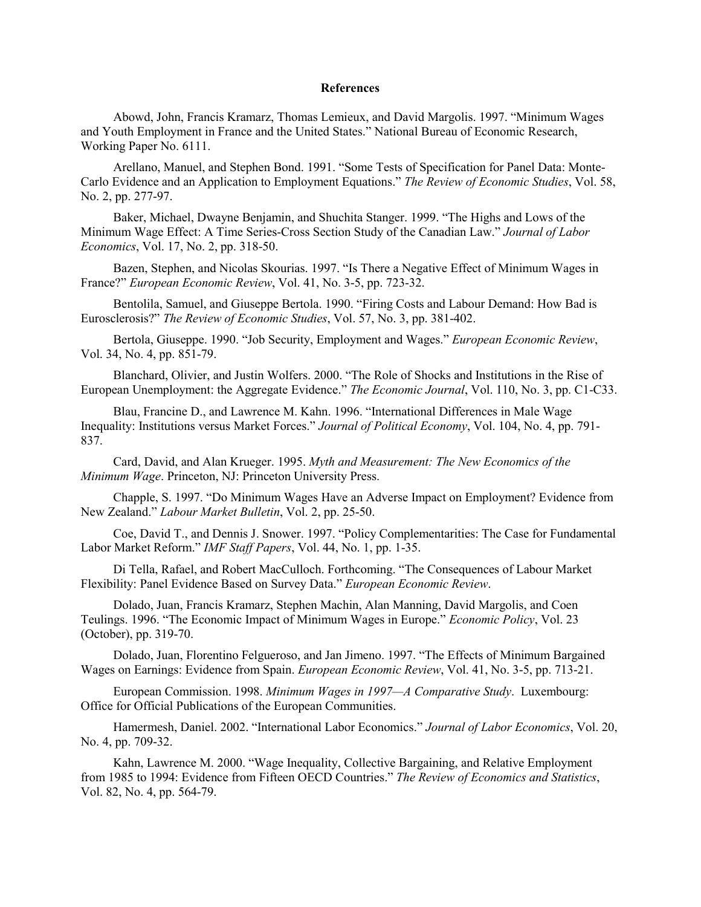## References

Abowd, John, Francis Kramarz, Thomas Lemieux, and David Margolis. 1997. "Minimum Wages and Youth Employment in France and the United States." National Bureau of Economic Research, Working Paper No. 6111.

Arellano, Manuel, and Stephen Bond. 1991. "Some Tests of Specification for Panel Data: Monte-Carlo Evidence and an Application to Employment Equations." *The Review of Economic Studies*, Vol. 58, No. 2, pp. 277-97.

Baker, Michael, Dwayne Benjamin, and Shuchita Stanger. 1999. "The Highs and Lows of the Minimum Wage Effect: A Time Series-Cross Section Study of the Canadian Law." *Journal of Labor Economics*, Vol. 17, No. 2, pp. 318-50.

Bazen, Stephen, and Nicolas Skourias. 1997. "Is There a Negative Effect of Minimum Wages in France?" *European Economic Review*, Vol. 41, No. 3-5, pp. 723-32.

Bentolila, Samuel, and Giuseppe Bertola. 1990. "Firing Costs and Labour Demand: How Bad is Eurosclerosis?" *The Review of Economic Studies*, Vol. 57, No. 3, pp. 381-402.

Bertola, Giuseppe. 1990. "Job Security, Employment and Wages." *European Economic Review*, Vol. 34, No. 4, pp. 851-79.

Blanchard, Olivier, and Justin Wolfers. 2000. "The Role of Shocks and Institutions in the Rise of European Unemployment: the Aggregate Evidence." *The Economic Journal*, Vol. 110, No. 3, pp. C1-C33.

Blau, Francine D., and Lawrence M. Kahn. 1996. "International Differences in Male Wage Inequality: Institutions versus Market Forces." *Journal of Political Economy*, Vol. 104, No. 4, pp. 791-837.

Card, David, and Alan Krueger. 1995. *Myth and Measurement: The New Economics of the Minimum Wage*. Princeton, NJ: Princeton University Press.

Chapple, S. 1997. "Do Minimum Wages Have an Adverse Impact on Employment? Evidence from New Zealand." *Labour Market Bulletin*, Vol. 2, pp. 25-50.

Coe, David T., and Dennis J. Snower. 1997. "Policy Complementarities: The Case for Fundamental Labor Market Reform." *IMF Staff Papers*, Vol. 44, No. 1, pp. 1-35.

Di Tella, Rafael, and Robert MacCulloch. Forthcoming. "The Consequences of Labour Market Flexibility: Panel Evidence Based on Survey Data." *European Economic Review*.

Dolado, Juan, Francis Kramarz, Stephen Machin, Alan Manning, David Margolis, and Coen Teulings. 1996. "The Economic Impact of Minimum Wages in Europe." *Economic Policy*, Vol. 23 (October), pp. 319-70.

Dolado, Juan, Florentino Felgueroso, and Jan Jimeno. 1997. "The Effects of Minimum Bargained Wages on Earnings: Evidence from Spain. *European Economic Review*, Vol. 41, No. 3-5, pp. 713-21.

European Commission. 1998. *Minimum Wages in 1997—A Comparative Study*. Luxembourg: Office for Official Publications of the European Communities.

Hamermesh, Daniel. 2002. "International Labor Economics." *Journal of Labor Economics*, Vol. 20, No. 4, pp. 709-32.

Kahn, Lawrence M. 2000. "Wage Inequality, Collective Bargaining, and Relative Employment from 1985 to 1994: Evidence from Fifteen OECD Countries." *The Review of Economics and Statistics*, Vol. 82, No. 4, pp. 564-79.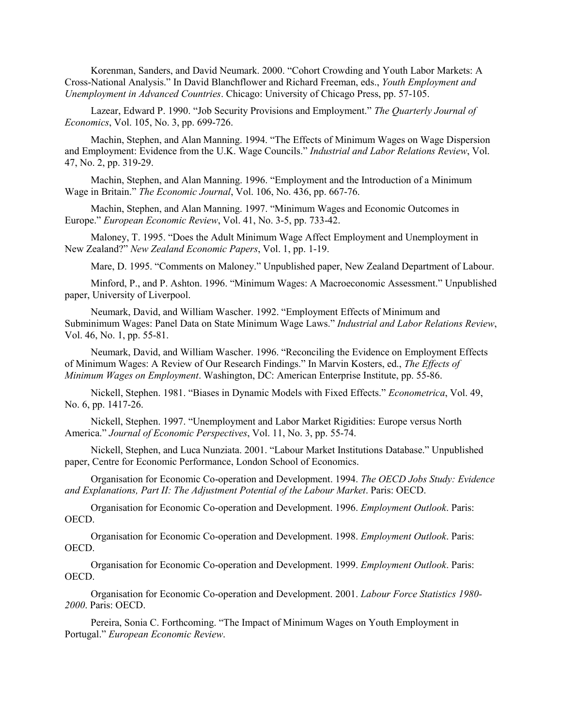Korenman, Sanders, and David Neumark. 2000. "Cohort Crowding and Youth Labor Markets: A Cross-National Analysis." In David Blanchflower and Richard Freeman, eds., *Youth Employment and Unemployment in Advanced Countries*. Chicago: University of Chicago Press, pp. 57-105.

Lazear, Edward P. 1990. "Job Security Provisions and Employment." *The Quarterly Journal of Economics*, Vol. 105, No. 3, pp. 699-726.

Machin, Stephen, and Alan Manning. 1994. "The Effects of Minimum Wages on Wage Dispersion and Employment: Evidence from the U.K. Wage Councils." *Industrial and Labor Relations Review*, Vol. 47, No. 2, pp. 319-29.

Machin, Stephen, and Alan Manning. 1996. "Employment and the Introduction of a Minimum Wage in Britain." *The Economic Journal*, Vol. 106, No. 436, pp. 667-76.

Machin, Stephen, and Alan Manning. 1997. "Minimum Wages and Economic Outcomes in Europe." *European Economic Review*, Vol. 41, No. 3-5, pp. 733-42.

Maloney, T. 1995. "Does the Adult Minimum Wage Affect Employment and Unemployment in New Zealand?" *New Zealand Economic Papers*, Vol. 1, pp. 1-19.

Mare, D. 1995. "Comments on Maloney." Unpublished paper, New Zealand Department of Labour.

Minford, P., and P. Ashton. 1996. "Minimum Wages: A Macroeconomic Assessment." Unpublished paper, University of Liverpool.

Neumark, David, and William Wascher. 1992. "Employment Effects of Minimum and Subminimum Wages: Panel Data on State Minimum Wage Laws." *Industrial and Labor Relations Review*, Vol. 46, No. 1, pp. 55-81.

Neumark, David, and William Wascher. 1996. "Reconciling the Evidence on Employment Effects of Minimum Wages: A Review of Our Research Findings." In Marvin Kosters, ed., *The Effects of Minimum Wages on Employment*. Washington, DC: American Enterprise Institute, pp. 55-86.

Nickell, Stephen. 1981. "Biases in Dynamic Models with Fixed Effects." *Econometrica*, Vol. 49, No. 6, pp. 1417-26.

Nickell, Stephen. 1997. "Unemployment and Labor Market Rigidities: Europe versus North America." *Journal of Economic Perspectives*, Vol. 11, No. 3, pp. 55-74.

Nickell, Stephen, and Luca Nunziata. 2001. "Labour Market Institutions Database." Unpublished paper, Centre for Economic Performance, London School of Economics.

Organisation for Economic Co-operation and Development. 1994. *The OECD Jobs Study: Evidence and Explanations, Part II: The Adjustment Potential of the Labour Market*. Paris: OECD.

Organisation for Economic Co-operation and Development. 1996. *Employment Outlook*. Paris: OECD.

Organisation for Economic Co-operation and Development. 1998. *Employment Outlook*. Paris: OECD.

Organisation for Economic Co-operation and Development. 1999. *Employment Outlook*. Paris: OECD.

Organisation for Economic Co-operation and Development. 2001. *Labour Force Statistics 1980-2000*. Paris: OECD.

Pereira, Sonia C. Forthcoming. "The Impact of Minimum Wages on Youth Employment in Portugal." *European Economic Review*.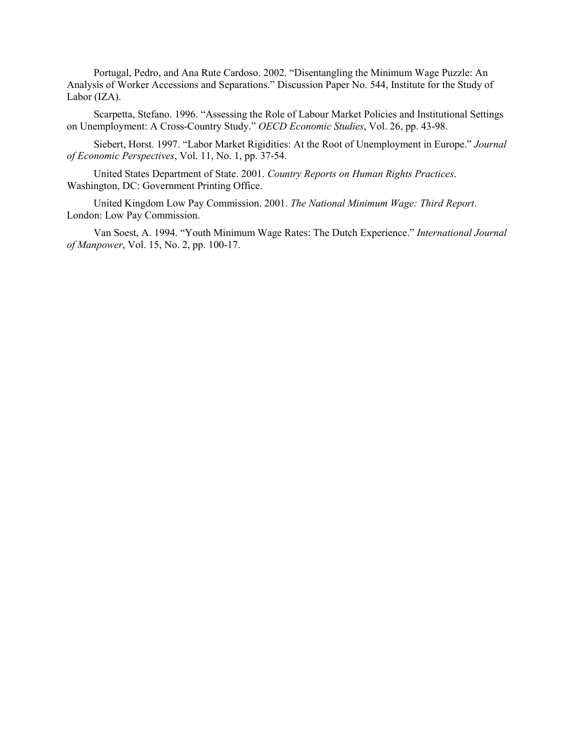Portugal, Pedro, and Ana Rute Cardoso. 2002. "Disentangling the Minimum Wage Puzzle: An Analysis of Worker Accessions and Separations." Discussion Paper No. 544, Institute for the Study of Labor (IZA).

Scarpetta, Stefano. 1996. "Assessing the Role of Labour Market Policies and Institutional Settings on Unemployment: A Cross-Country Study." *OECD Economic Studies*, Vol. 26, pp. 43-98.

Siebert, Horst. 1997. "Labor Market Rigidities: At the Root of Unemployment in Europe." *Journal of Economic Perspectives*, Vol. 11, No. 1, pp. 37-54.

United States Department of State. 2001. *Country Reports on Human Rights Practices*. Washington, DC: Government Printing Office.

United Kingdom Low Pay Commission. 2001. *The National Minimum Wage: Third Report*. London: Low Pay Commission.

Van Soest, A. 1994. "Youth Minimum Wage Rates: The Dutch Experience." *International Journal of Manpower*, Vol. 15, No. 2, pp. 100-17.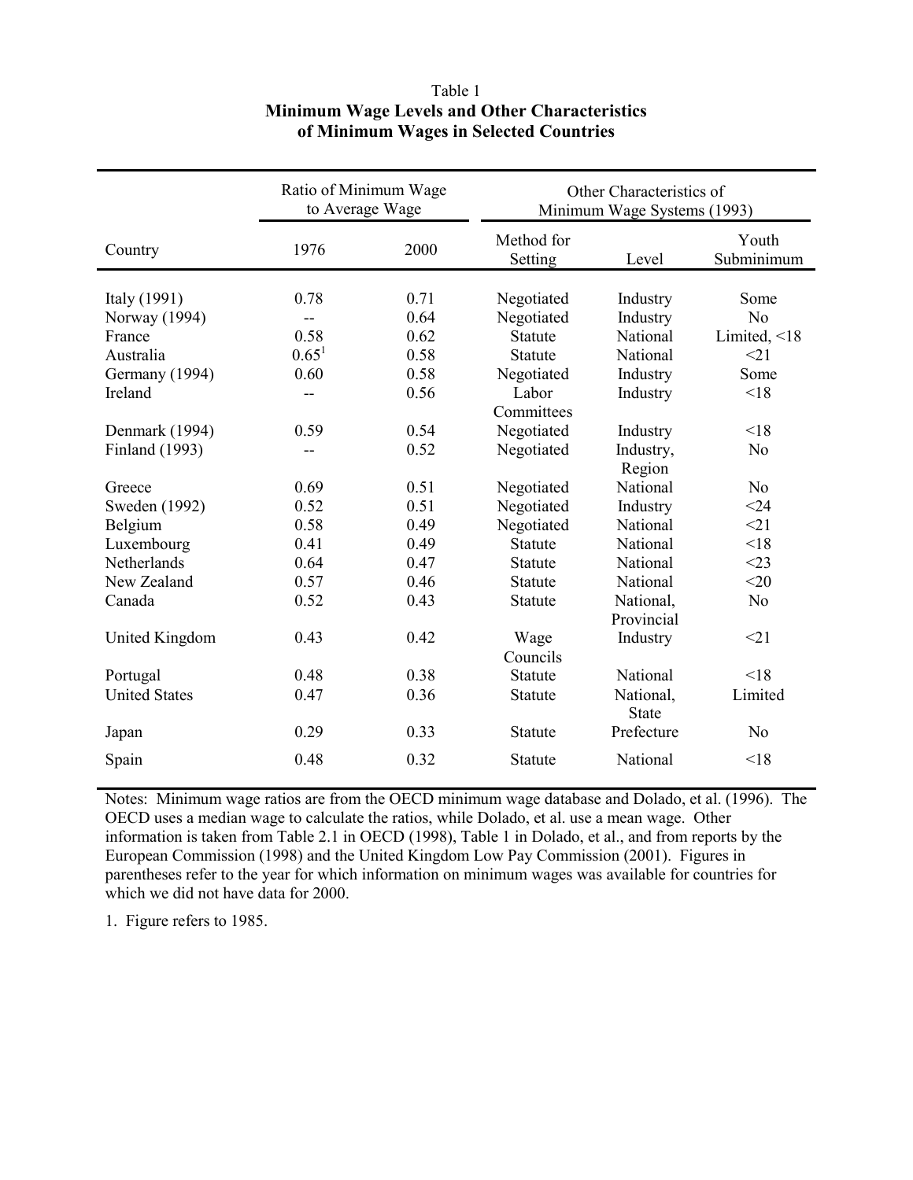Table 1

**Minimum Wage Levels and Other Characteristics of Minimum Wages in Selected Countries**

| | Ratio of Minimum Wage to Average Wage | | Other Characteristics of Minimum Wage Systems (1993) | | |
|---|---|---|---|---|---|
| Country | 1976 | 2000 | Method for Setting | Level | Youth Subminimum |
| Italy (1991) | 0.78 | 0.71 | Negotiated | Industry | Some |
| Norway (1994) | -- | 0.64 | Negotiated | Industry | No |
| France | 0.58 | 0.62 | Statute | National | Limited, <18 |
| Australia | 0.65[1] | 0.58 | Statute | National | <21 |
| Germany (1994) | 0.60 | 0.58 | Negotiated | Industry | Some |
| Ireland | -- | 0.56 | Labor Committees | Industry | <18 |
| Denmark (1994) | 0.59 | 0.54 | Negotiated | Industry | <18 |
| Finland (1993) | -- | 0.52 | Negotiated | Industry, Region | No |
| Greece | 0.69 | 0.51 | Negotiated | National | No |
| Sweden (1992) | 0.52 | 0.51 | Negotiated | Industry | <24 |
| Belgium | 0.58 | 0.49 | Negotiated | National | <21 |
| Luxembourg | 0.41 | 0.49 | Statute | National | <18 |
| Netherlands | 0.64 | 0.47 | Statute | National | <23 |
| New Zealand | 0.57 | 0.46 | Statute | National | <20 |
| Canada | 0.52 | 0.43 | Statute | National, Provincial | No |
| United Kingdom | 0.43 | 0.42 | Wage Councils | Industry | <21 |
| Portugal | 0.48 | 0.38 | Statute | National | <18 |
| United States | 0.47 | 0.36 | Statute | National, State | Limited |
| Japan | 0.29 | 0.33 | Statute | Prefecture | No |
| Spain | 0.48 | 0.32 | Statute | National | <18 |

Notes: Minimum wage ratios are from the OECD minimum wage database and Dolado, et al. (1996). The OECD uses a median wage to calculate the ratios, while Dolado, et al. use a mean wage. Other information is taken from Table 2.1 in OECD (1998), Table 1 in Dolado, et al., and from reports by the European Commission (1998) and the United Kingdom Low Pay Commission (2001). Figures in parentheses refer to the year for which information on minimum wages was available for countries for which we did not have data for 2000.

1. Figure refers to 1985.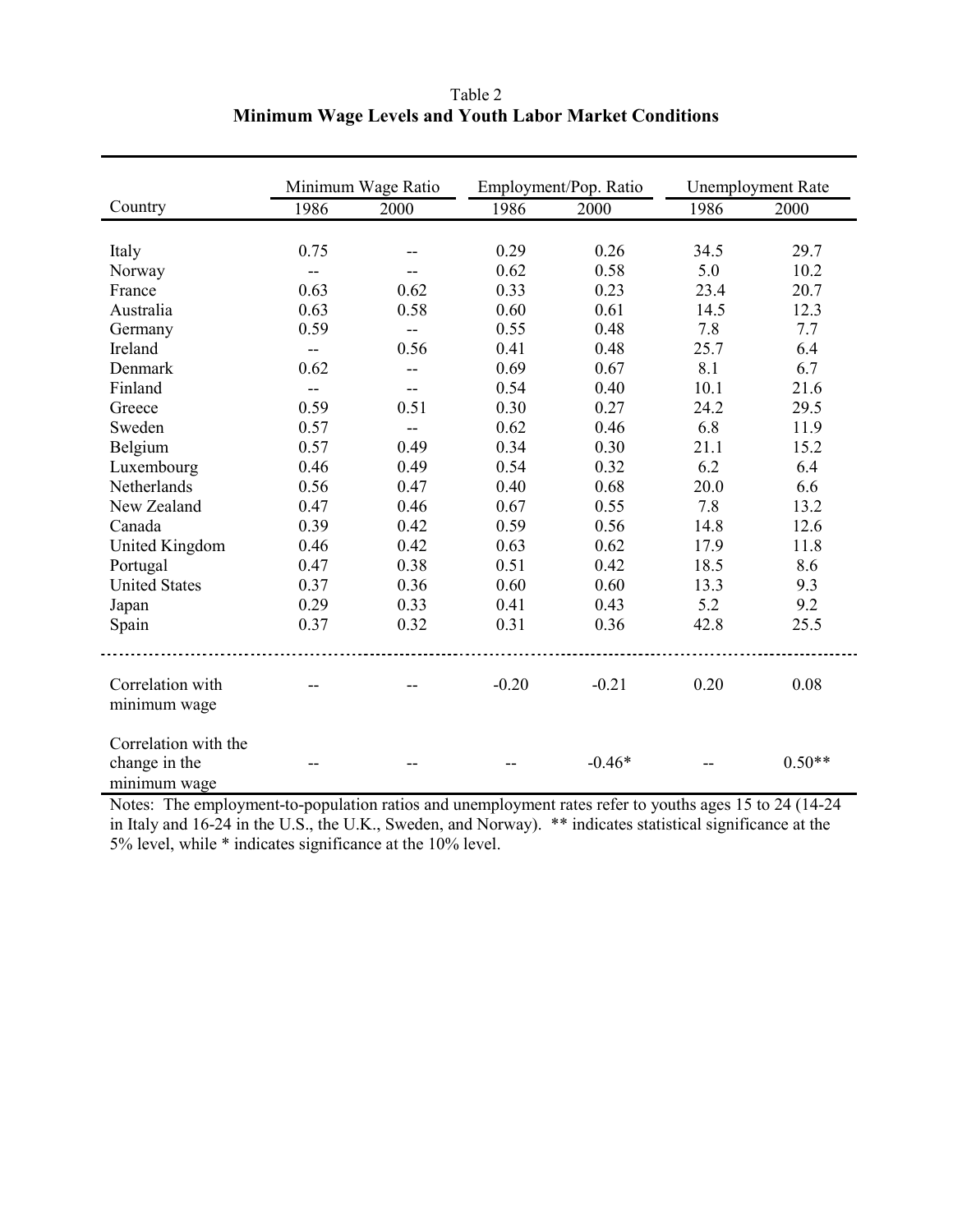Table 2

**Minimum Wage Levels and Youth Labor Market Conditions**

| Country | Minimum Wage Ratio | | Employment/Pop. Ratio | | Unemployment Rate | |
|---|---|---|---|---|---|---|
| | 1986 | 2000 | 1986 | 2000 | 1986 | 2000 |
| Italy | 0.75 | -- | 0.29 | 0.26 | 34.5 | 29.7 |
| Norway | -- | -- | 0.62 | 0.58 | 5.0 | 10.2 |
| France | 0.63 | 0.62 | 0.33 | 0.23 | 23.4 | 20.7 |
| Australia | 0.63 | 0.58 | 0.60 | 0.61 | 14.5 | 12.3 |
| Germany | 0.59 | -- | 0.55 | 0.48 | 7.8 | 7.7 |
| Ireland | -- | 0.56 | 0.41 | 0.48 | 25.7 | 6.4 |
| Denmark | 0.62 | -- | 0.69 | 0.67 | 8.1 | 6.7 |
| Finland | -- | -- | 0.54 | 0.40 | 10.1 | 21.6 |
| Greece | 0.59 | 0.51 | 0.30 | 0.27 | 24.2 | 29.5 |
| Sweden | 0.57 | -- | 0.62 | 0.46 | 6.8 | 11.9 |
| Belgium | 0.57 | 0.49 | 0.34 | 0.30 | 21.1 | 15.2 |
| Luxembourg | 0.46 | 0.49 | 0.54 | 0.32 | 6.2 | 6.4 |
| Netherlands | 0.56 | 0.47 | 0.40 | 0.68 | 20.0 | 6.6 |
| New Zealand | 0.47 | 0.46 | 0.67 | 0.55 | 7.8 | 13.2 |
| Canada | 0.39 | 0.42 | 0.59 | 0.56 | 14.8 | 12.6 |
| United Kingdom | 0.46 | 0.42 | 0.63 | 0.62 | 17.9 | 11.8 |
| Portugal | 0.47 | 0.38 | 0.51 | 0.42 | 18.5 | 8.6 |
| United States | 0.37 | 0.36 | 0.60 | 0.60 | 13.3 | 9.3 |
| Japan | 0.29 | 0.33 | 0.41 | 0.43 | 5.2 | 9.2 |
| Spain | 0.37 | 0.32 | 0.31 | 0.36 | 42.8 | 25.5 |
| Correlation with minimum wage | -- | -- | -0.20 | -0.21 | 0.20 | 0.08 |
| Correlation with the change in the minimum wage | -- | -- | -- | -0.46* | -- | 0.50** |

Notes: The employment-to-population ratios and unemployment rates refer to youths ages 15 to 24 (14-24 in Italy and 16-24 in the U.S., the U.K., Sweden, and Norway). ** indicates statistical significance at the 5% level, while * indicates significance at the 10% level.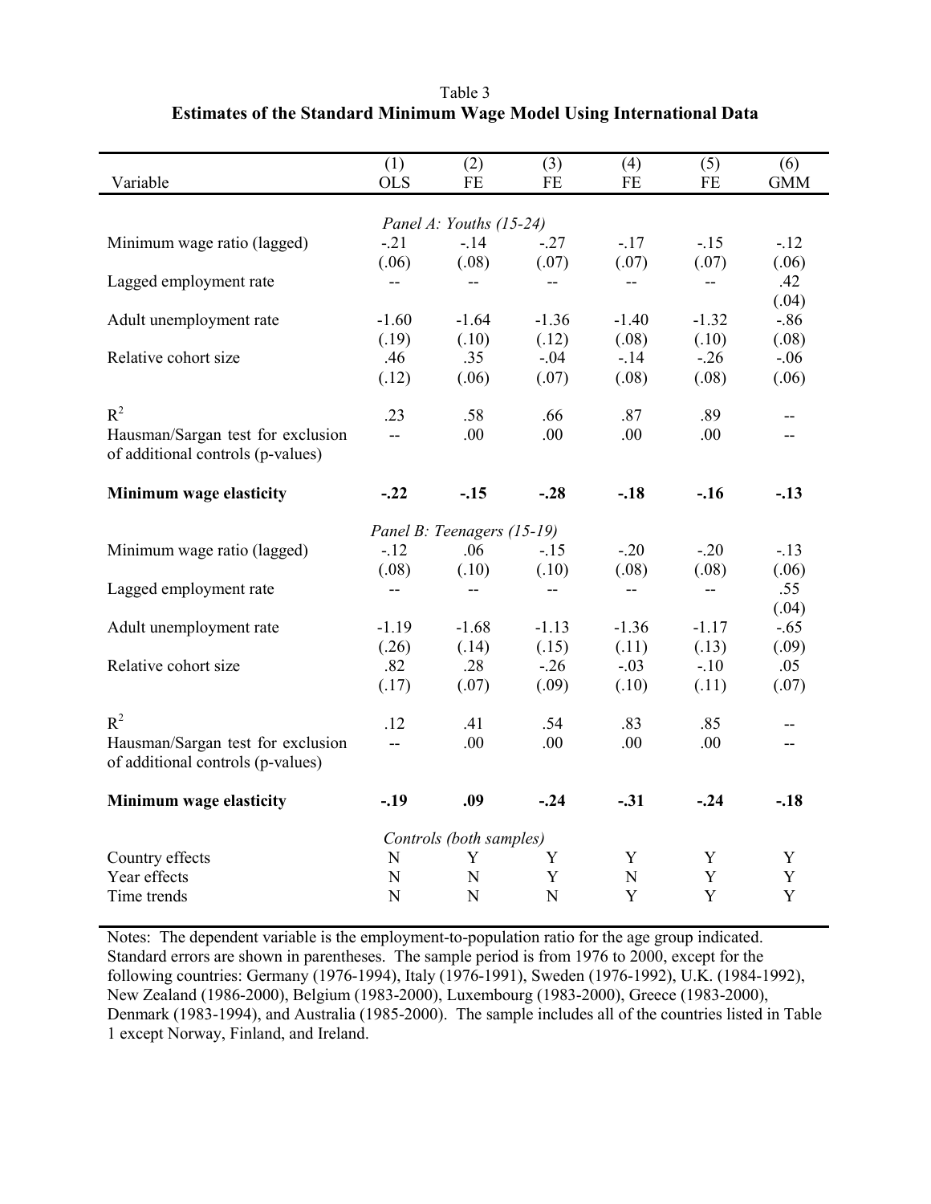Table 3

**Estimates of the Standard Minimum Wage Model Using International Data**

| Variable | (1) OLS | (2) FE | (3) FE | (4) FE | (5) FE | (6) GMM |
|---|---|---|---|---|---|---|
| | *Panel A: Youths (15-24)* | | | | | |
| Minimum wage ratio (lagged) | -.21 | -.14 | -.27 | -.17 | -.15 | -.12 |
| | (.06) | (.08) | (.07) | (.07) | (.07) | (.06) |
| Lagged employment rate | -- | -- | -- | -- | -- | .42 |
| | | | | | | (.04) |
| Adult unemployment rate | -1.60 | -1.64 | -1.36 | -1.40 | -1.32 | -.86 |
| | (.19) | (.10) | (.12) | (.08) | (.10) | (.08) |
| Relative cohort size | .46 | .35 | -.04 | -.14 | -.26 | -.06 |
| | (.12) | (.06) | (.07) | (.08) | (.08) | (.06) |
| $R^2$ | .23 | .58 | .66 | .87 | .89 | -- |
| Hausman/Sargan test for exclusion of additional controls (p-values) | -- | .00 | .00 | .00 | .00 | -- |
| **Minimum wage elasticity** | **-.22** | **-.15** | **-.28** | **-.18** | **-.16** | **-.13** |
| | *Panel B: Teenagers (15-19)* | | | | | |
| Minimum wage ratio (lagged) | -.12 | .06 | -.15 | -.20 | -.20 | -.13 |
| | (.08) | (.10) | (.10) | (.08) | (.08) | (.06) |
| Lagged employment rate | -- | -- | -- | -- | -- | .55 |
| | | | | | | (.04) |
| Adult unemployment rate | -1.19 | -1.68 | -1.13 | -1.36 | -1.17 | -.65 |
| | (.26) | (.14) | (.15) | (.11) | (.13) | (.09) |
| Relative cohort size | .82 | .28 | -.26 | -.03 | -.10 | .05 |
| | (.17) | (.07) | (.09) | (.10) | (.11) | (.07) |
| $R^2$ | .12 | .41 | .54 | .83 | .85 | -- |
| Hausman/Sargan test for exclusion of additional controls (p-values) | -- | .00 | .00 | .00 | .00 | -- |
| **Minimum wage elasticity** | **-.19** | **.09** | **-.24** | **-.31** | **-.24** | **-.18** |
| | *Controls (both samples)* | | | | | |
| Country effects | N | Y | Y | Y | Y | Y |
| Year effects | N | N | Y | N | Y | Y |
| Time trends | N | N | N | Y | Y | Y |

Notes: The dependent variable is the employment-to-population ratio for the age group indicated. Standard errors are shown in parentheses. The sample period is from 1976 to 2000, except for the following countries: Germany (1976-1994), Italy (1976-1991), Sweden (1976-1992), U.K. (1984-1992), New Zealand (1986-2000), Belgium (1983-2000), Luxembourg (1983-2000), Greece (1983-2000), Denmark (1983-1994), and Australia (1985-2000). The sample includes all of the countries listed in Table 1 except Norway, Finland, and Ireland.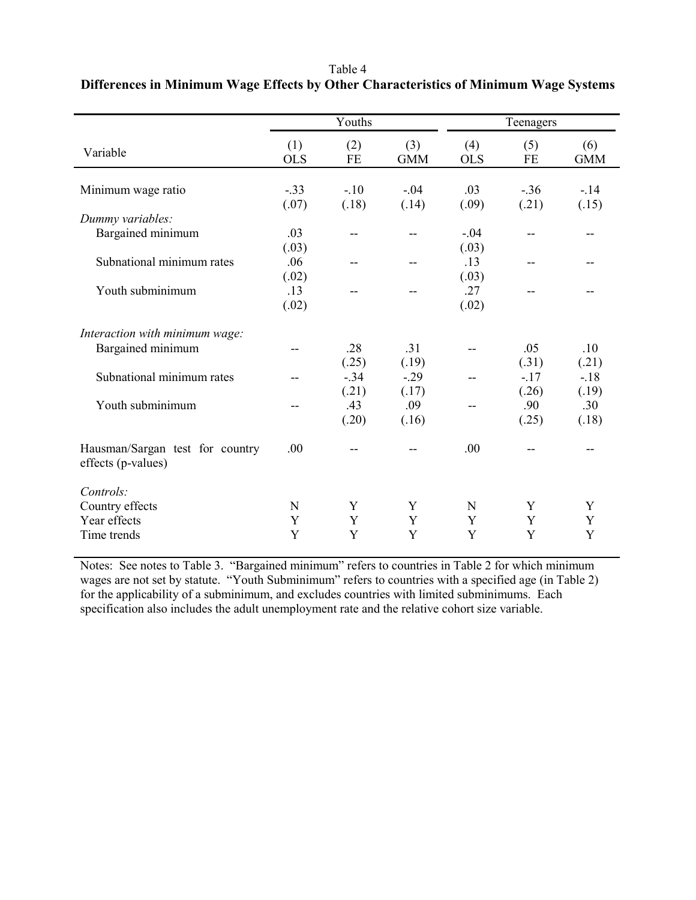Table 4

**Differences in Minimum Wage Effects by Other Characteristics of Minimum Wage Systems**

| Variable | Youths | | | Teenagers | | |
|---|---|---|---|---|---|---|
| | (1) OLS | (2) FE | (3) GMM | (4) OLS | (5) FE | (6) GMM |
| Minimum wage ratio | -.33 | -.10 | -.04 | .03 | -.36 | -.14 |
| | (.07) | (.18) | (.14) | (.09) | (.21) | (.15) |
| *Dummy variables:* | | | | | | |
| Bargained minimum | .03 | -- | -- | -.04 | -- | -- |
| | (.03) | | | (.03) | | |
| Subnational minimum rates | .06 | -- | -- | .13 | -- | -- |
| | (.02) | | | (.03) | | |
| Youth subminimum | .13 | -- | -- | .27 | -- | -- |
| | (.02) | | | (.02) | | |
| *Interaction with minimum wage:* | | | | | | |
| Bargained minimum | -- | .28 | .31 | -- | .05 | .10 |
| | | (.25) | (.19) | | (.31) | (.21) |
| Subnational minimum rates | -- | -.34 | -.29 | -- | -.17 | -.18 |
| | | (.21) | (.17) | | (.26) | (.19) |
| Youth subminimum | -- | .43 | .09 | -- | .90 | .30 |
| | | (.20) | (.16) | | (.25) | (.18) |
| Hausman/Sargan test for country effects (p-values) | .00 | -- | -- | .00 | -- | -- |
| *Controls:* | | | | | | |
| Country effects | N | Y | Y | N | Y | Y |
| Year effects | Y | Y | Y | Y | Y | Y |
| Time trends | Y | Y | Y | Y | Y | Y |

Notes: See notes to Table 3. "Bargained minimum" refers to countries in Table 2 for which minimum wages are not set by statute. "Youth Subminimum" refers to countries with a specified age (in Table 2) for the applicability of a subminimum, and excludes countries with limited subminimums. Each specification also includes the adult unemployment rate and the relative cohort size variable.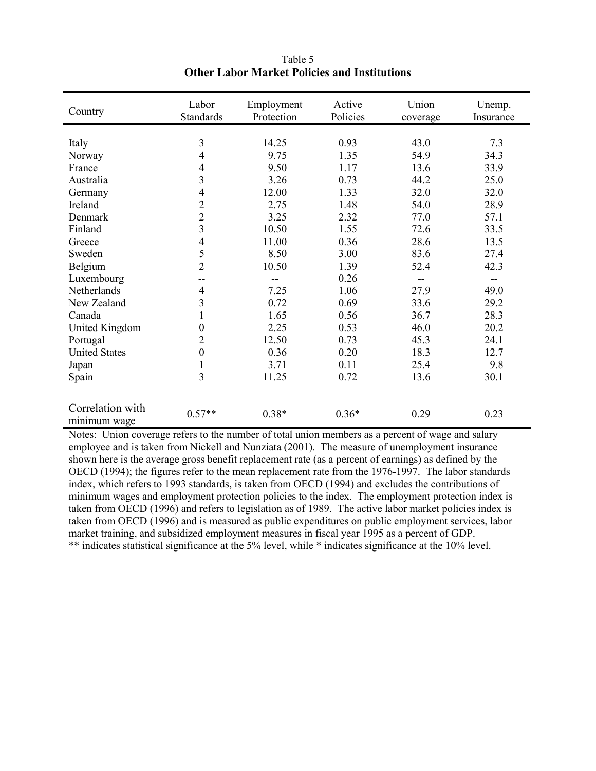Table 5

**Other Labor Market Policies and Institutions**

| Country | Labor Standards | Employment Protection | Active Policies | Union coverage | Unemp. Insurance |
|---|---|---|---|---|---|
| Italy | 3 | 14.25 | 0.93 | 43.0 | 7.3 |
| Norway | 4 | 9.75 | 1.35 | 54.9 | 34.3 |
| France | 4 | 9.50 | 1.17 | 13.6 | 33.9 |
| Australia | 3 | 3.26 | 0.73 | 44.2 | 25.0 |
| Germany | 4 | 12.00 | 1.33 | 32.0 | 32.0 |
| Ireland | 2 | 2.75 | 1.48 | 54.0 | 28.9 |
| Denmark | 2 | 3.25 | 2.32 | 77.0 | 57.1 |
| Finland | 3 | 10.50 | 1.55 | 72.6 | 33.5 |
| Greece | 4 | 11.00 | 0.36 | 28.6 | 13.5 |
| Sweden | 5 | 8.50 | 3.00 | 83.6 | 27.4 |
| Belgium | 2 | 10.50 | 1.39 | 52.4 | 42.3 |
| Luxembourg | -- | -- | 0.26 | -- | -- |
| Netherlands | 4 | 7.25 | 1.06 | 27.9 | 49.0 |
| New Zealand | 3 | 0.72 | 0.69 | 33.6 | 29.2 |
| Canada | 1 | 1.65 | 0.56 | 36.7 | 28.3 |
| United Kingdom | 0 | 2.25 | 0.53 | 46.0 | 20.2 |
| Portugal | 2 | 12.50 | 0.73 | 45.3 | 24.1 |
| United States | 0 | 0.36 | 0.20 | 18.3 | 12.7 |
| Japan | 1 | 3.71 | 0.11 | 25.4 | 9.8 |
| Spain | 3 | 11.25 | 0.72 | 13.6 | 30.1 |
| Correlation with minimum wage | 0.57** | 0.38* | 0.36* | 0.29 | 0.23 |

Notes: Union coverage refers to the number of total union members as a percent of wage and salary employee and is taken from Nickell and Nunziata (2001). The measure of unemployment insurance shown here is the average gross benefit replacement rate (as a percent of earnings) as defined by the OECD (1994); the figures refer to the mean replacement rate from the 1976-1997. The labor standards index, which refers to 1993 standards, is taken from OECD (1994) and excludes the contributions of minimum wages and employment protection policies to the index. The employment protection index is taken from OECD (1996) and refers to legislation as of 1989. The active labor market policies index is taken from OECD (1996) and is measured as public expenditures on public employment services, labor market training, and subsidized employment measures in fiscal year 1995 as a percent of GDP.
** indicates statistical significance at the 5% level, while * indicates significance at the 10% level.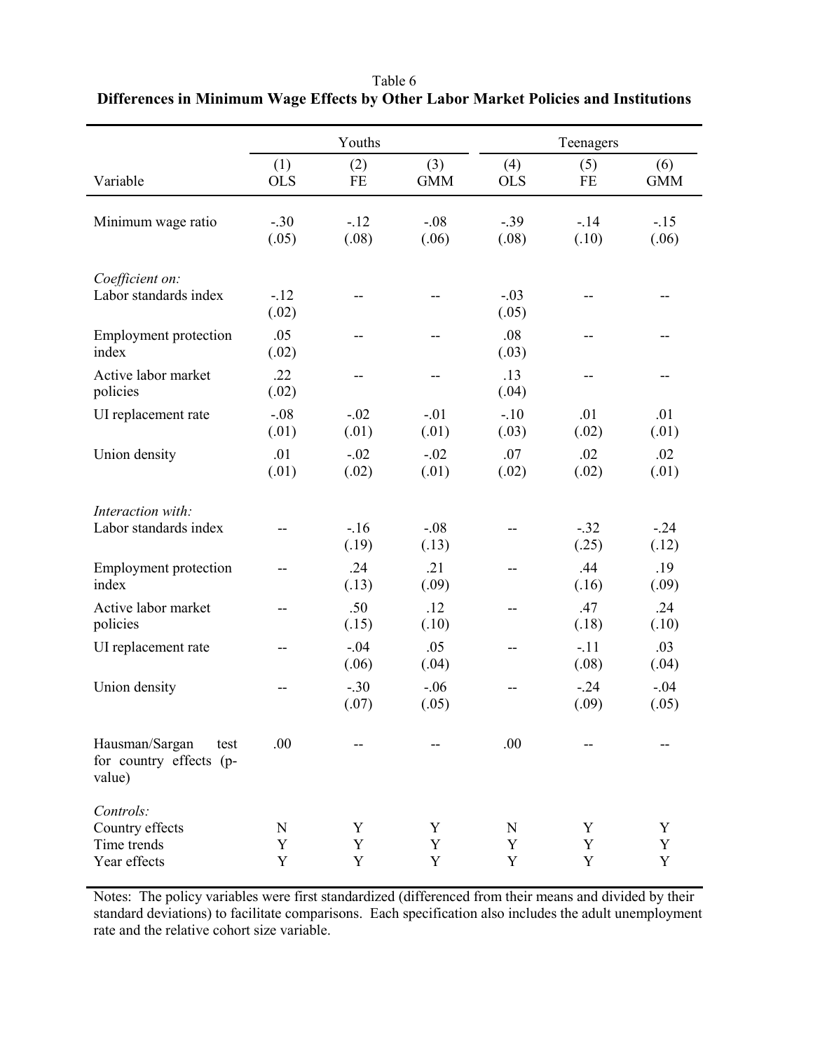Table 6

**Differences in Minimum Wage Effects by Other Labor Market Policies and Institutions**

| | Youths | | | Teenagers | | |
|---|---|---|---|---|---|---|
| Variable | (1) OLS | (2) FE | (3) GMM | (4) OLS | (5) FE | (6) GMM |
| Minimum wage ratio | -.30 (.05) | -.12 (.08) | -.08 (.06) | -.39 (.08) | -.14 (.10) | -.15 (.06) |
| *Coefficient on:* | | | | | | |
| Labor standards index | -.12 (.02) | -- | -- | -.03 (.05) | -- | -- |
| Employment protection index | .05 (.02) | -- | -- | .08 (.03) | -- | -- |
| Active labor market policies | .22 (.02) | -- | -- | .13 (.04) | -- | -- |
| UI replacement rate | -.08 (.01) | -.02 (.01) | -.01 (.01) | -.10 (.03) | .01 (.02) | .01 (.01) |
| Union density | .01 (.01) | -.02 (.02) | -.02 (.01) | .07 (.02) | .02 (.02) | .02 (.01) |
| *Interaction with:* | | | | | | |
| Labor standards index | -- | -.16 (.19) | -.08 (.13) | -- | -.32 (.25) | -.24 (.12) |
| Employment protection index | -- | .24 (.13) | .21 (.09) | -- | .44 (.16) | .19 (.09) |
| Active labor market policies | -- | .50 (.15) | .12 (.10) | -- | .47 (.18) | .24 (.10) |
| UI replacement rate | -- | -.04 (.06) | .05 (.04) | -- | -.11 (.08) | .03 (.04) |
| Union density | -- | -.30 (.07) | -.06 (.05) | -- | -.24 (.09) | -.04 (.05) |
| Hausman/Sargan test for country effects (p-value) | .00 | -- | -- | .00 | -- | -- |
| *Controls:* | | | | | | |
| Country effects | N | Y | Y | N | Y | Y |
| Time trends | Y | Y | Y | Y | Y | Y |
| Year effects | Y | Y | Y | Y | Y | Y |

Notes: The policy variables were first standardized (differenced from their means and divided by their standard deviations) to facilitate comparisons. Each specification also includes the adult unemployment rate and the relative cohort size variable.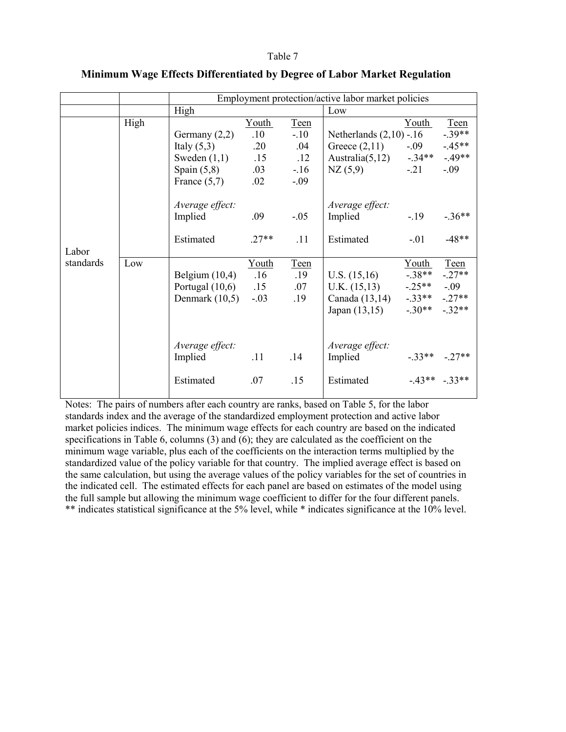Table 7

**Minimum Wage Effects Differentiated by Degree of Labor Market Regulation**

| | | Employment protection/active labor market policies | | | | | |
|---|---|---|---|---|---|---|---|
| | | High | | | Low | | |
| Labor standards | High | | Youth | Teen | | Youth | Teen |
| | | Germany (2,2) | .10 | -.10 | Netherlands (2,10) | -.16 | -.39** |
| | | Italy (5,3) | .20 | .04 | Greece (2,11) | -.09 | -.45** |
| | | Sweden (1,1) | .15 | .12 | Australia(5,12) | -.34** | -.49** |
| | | Spain (5,8) | .03 | -.16 | NZ (5,9) | -.21 | -.09 |
| | | France (5,7) | .02 | -.09 | | | |
| | | *Average effect:* | | | *Average effect:* | | |
| | | Implied | .09 | -.05 | Implied | -.19 | -.36** |
| | | Estimated | .27** | .11 | Estimated | -.01 | -48** |
| | Low | | Youth | Teen | | Youth | Teen |
| | | Belgium (10,4) | .16 | .19 | U.S. (15,16) | -.38** | -.27** |
| | | Portugal (10,6) | .15 | .07 | U.K. (15,13) | -.25** | -.09 |
| | | Denmark (10,5) | -.03 | .19 | Canada (13,14) | -.33** | -.27** |
| | | | | | Japan (13,15) | -.30** | -.32** |
| | | *Average effect:* | | | *Average effect:* | | |
| | | Implied | .11 | .14 | Implied | -.33** | -.27** |
| | | Estimated | .07 | .15 | Estimated | -.43** | -.33** |

Notes: The pairs of numbers after each country are ranks, based on Table 5, for the labor standards index and the average of the standardized employment protection and active labor market policies indices. The minimum wage effects for each country are based on the indicated specifications in Table 6, columns (3) and (6); they are calculated as the coefficient on the minimum wage variable, plus each of the coefficients on the interaction terms multiplied by the standardized value of the policy variable for that country. The implied average effect is based on the same calculation, but using the average values of the policy variables for the set of countries in the indicated cell. The estimated effects for each panel are based on estimates of the model using the full sample but allowing the minimum wage coefficient to differ for the four different panels. ** indicates statistical significance at the 5% level, while * indicates significance at the 10% level.